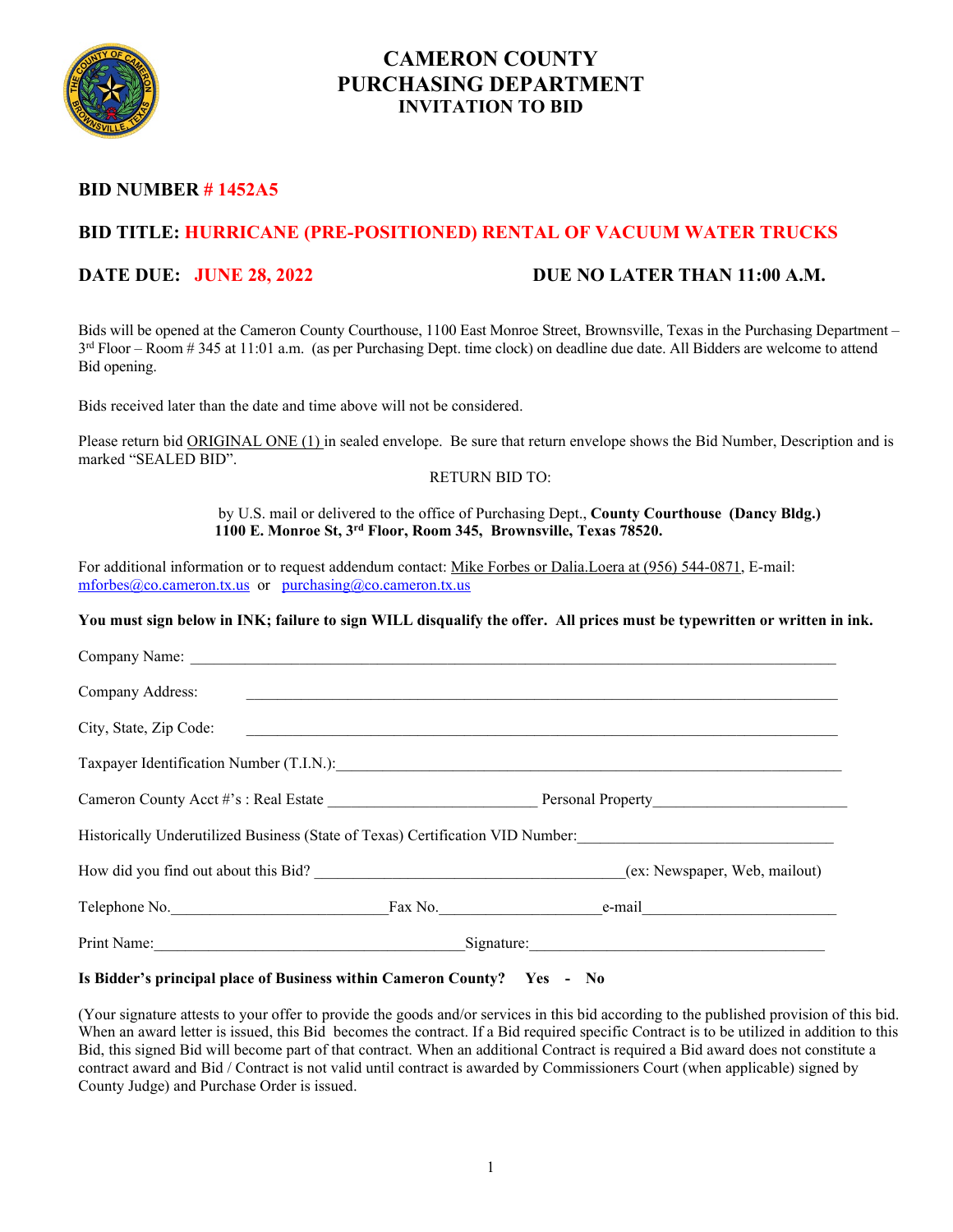# CAMERON COUNTY
# PURCHASING DEPARTMENT
## INVITATION TO BID

**BID NUMBER # 1452A5**

**BID TITLE: HURRICANE (PRE-POSITIONED) RENTAL OF VACUUM WATER TRUCKS**

**DATE DUE: JUNE 28, 2022** **DUE NO LATER THAN 11:00 A.M.**

Bids will be opened at the Cameron County Courthouse, 1100 East Monroe Street, Brownsville, Texas in the Purchasing Department – 3rd Floor – Room # 345 at 11:01 a.m. (as per Purchasing Dept. time clock) on deadline due date. All Bidders are welcome to attend Bid opening.

Bids received later than the date and time above will not be considered.

Please return bid ORIGINAL ONE (1) in sealed envelope. Be sure that return envelope shows the Bid Number, Description and is marked "SEALED BID".

RETURN BID TO:

by U.S. mail or delivered to the office of Purchasing Dept., **County Courthouse (Dancy Bldg.) 1100 E. Monroe St, 3rd Floor, Room 345, Brownsville, Texas 78520.**

For additional information or to request addendum contact: Mike Forbes or Dalia.Loera at (956) 544-0871, E-mail: mforbes@co.cameron.tx.us or purchasing@co.cameron.tx.us

**You must sign below in INK; failure to sign WILL disqualify the offer. All prices must be typewritten or written in ink.**

Company Name: ______________________________________________

Company Address: ______________________________________________

City, State, Zip Code: ______________________________________________

Taxpayer Identification Number (T.I.N.): ______________________________________________

Cameron County Acct #'s : Real Estate __________________________ Personal Property ________________________

Historically Underutilized Business (State of Texas) Certification VID Number: ________________________________

How did you find out about this Bid? ________________________________________(ex: Newspaper, Web, mailout)

Telephone No. ___________________________ Fax No. ____________________ e-mail ________________________

Print Name: ________________________________________ Signature: _____________________________________

**Is Bidder's principal place of Business within Cameron County? Yes - No**

(Your signature attests to your offer to provide the goods and/or services in this bid according to the published provision of this bid. When an award letter is issued, this Bid becomes the contract. If a Bid required specific Contract is to be utilized in addition to this Bid, this signed Bid will become part of that contract. When an additional Contract is required a Bid award does not constitute a contract award and Bid / Contract is not valid until contract is awarded by Commissioners Court (when applicable) signed by County Judge) and Purchase Order is issued.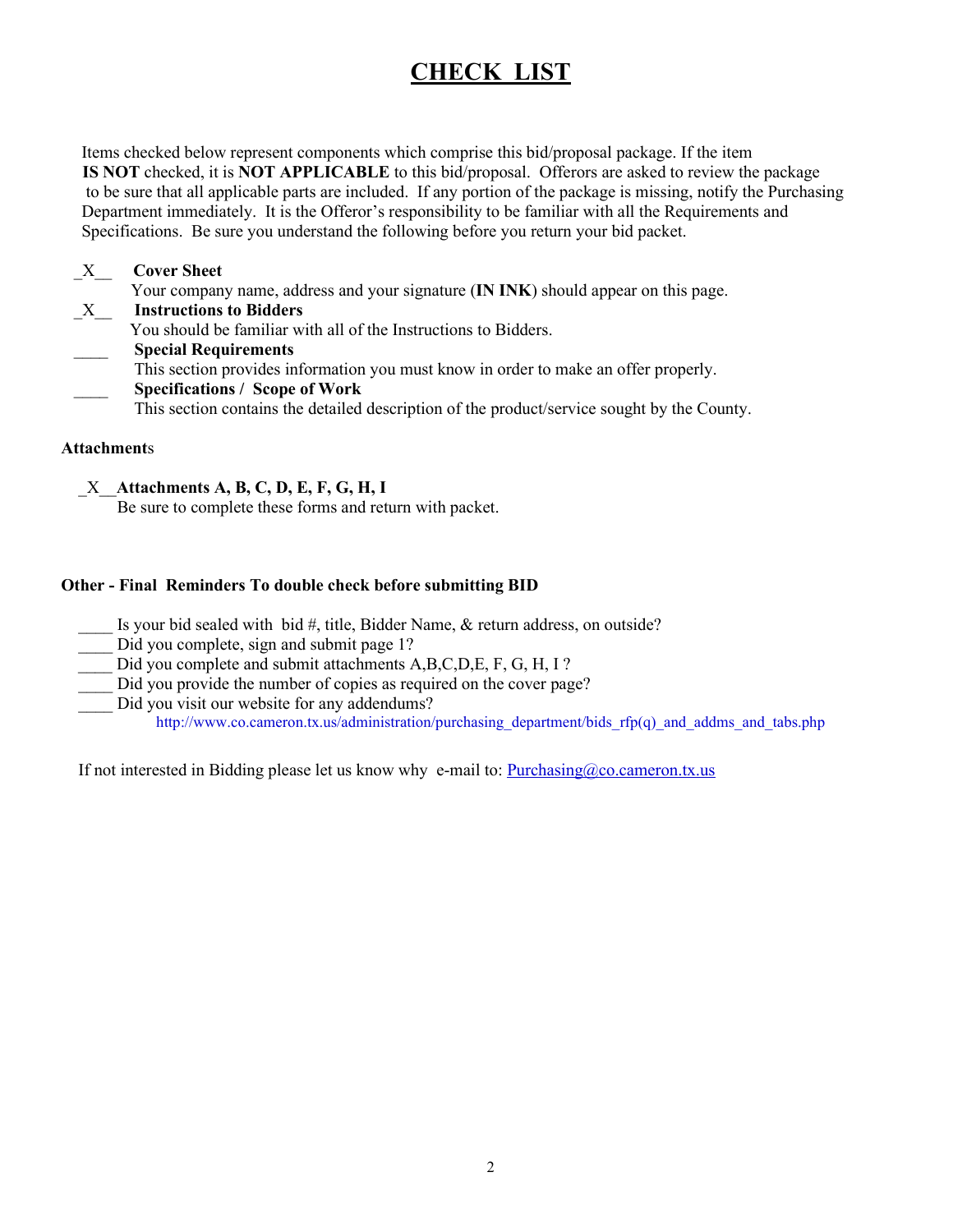# CHECK LIST

Items checked below represent components which comprise this bid/proposal package. If the item **IS NOT** checked, it is **NOT APPLICABLE** to this bid/proposal. Offerors are asked to review the package to be sure that all applicable parts are included. If any portion of the package is missing, notify the Purchasing Department immediately. It is the Offeror's responsibility to be familiar with all the Requirements and Specifications. Be sure you understand the following before you return your bid packet.

_X__ **Cover Sheet**
Your company name, address and your signature (**IN INK**) should appear on this page.

_X__ **Instructions to Bidders**
You should be familiar with all of the Instructions to Bidders.

____ **Special Requirements**
This section provides information you must know in order to make an offer properly.

____ **Specifications / Scope of Work**
This section contains the detailed description of the product/service sought by the County.

**Attachments**

_X__**Attachments A, B, C, D, E, F, G, H, I**
Be sure to complete these forms and return with packet.

**Other - Final Reminders To double check before submitting BID**

____ Is your bid sealed with bid #, title, Bidder Name, & return address, on outside?
____ Did you complete, sign and submit page 1?
____ Did you complete and submit attachments A,B,C,D,E, F, G, H, I ?
____ Did you provide the number of copies as required on the cover page?
____ Did you visit our website for any addendums?
http://www.co.cameron.tx.us/administration/purchasing_department/bids_rfp(q)_and_addms_and_tabs.php

If not interested in Bidding please let us know why e-mail to: Purchasing@co.cameron.tx.us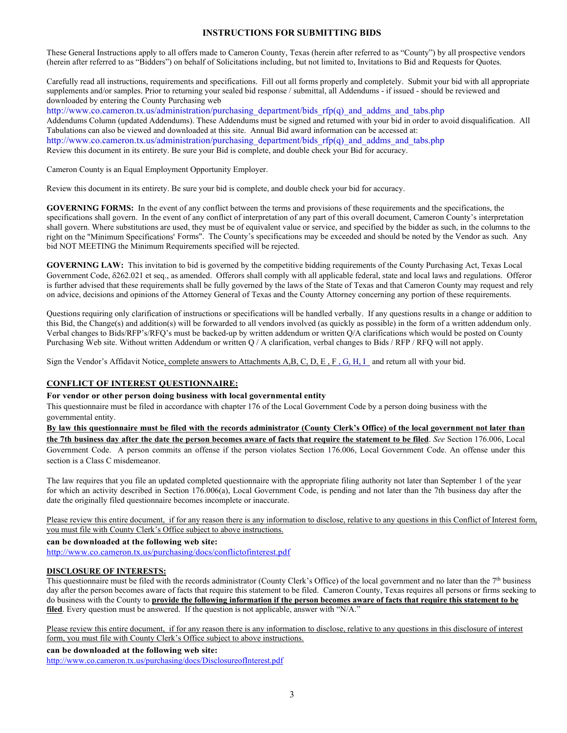# INSTRUCTIONS FOR SUBMITTING BIDS

These General Instructions apply to all offers made to Cameron County, Texas (herein after referred to as "County") by all prospective vendors (herein after referred to as "Bidders") on behalf of Solicitations including, but not limited to, Invitations to Bid and Requests for Quotes.

Carefully read all instructions, requirements and specifications. Fill out all forms properly and completely. Submit your bid with all appropriate supplements and/or samples. Prior to returning your sealed bid response / submittal, all Addendums - if issued - should be reviewed and downloaded by entering the County Purchasing web
http://www.co.cameron.tx.us/administration/purchasing_department/bids_rfp(q)_and_addms_and_tabs.php
Addendums Column (updated Addendums). These Addendums must be signed and returned with your bid in order to avoid disqualification. All Tabulations can also be viewed and downloaded at this site. Annual Bid award information can be accessed at:
http://www.co.cameron.tx.us/administration/purchasing_department/bids_rfp(q)_and_addms_and_tabs.php
Review this document in its entirety. Be sure your Bid is complete, and double check your Bid for accuracy.

Cameron County is an Equal Employment Opportunity Employer.

Review this document in its entirety. Be sure your bid is complete, and double check your bid for accuracy.

**GOVERNING FORMS:** In the event of any conflict between the terms and provisions of these requirements and the specifications, the specifications shall govern. In the event of any conflict of interpretation of any part of this overall document, Cameron County's interpretation shall govern. Where substitutions are used, they must be of equivalent value or service, and specified by the bidder as such, in the columns to the right on the "Minimum Specifications' Forms". The County's specifications may be exceeded and should be noted by the Vendor as such. Any bid NOT MEETING the Minimum Requirements specified will be rejected.

**GOVERNING LAW:** This invitation to bid is governed by the competitive bidding requirements of the County Purchasing Act, Texas Local Government Code, δ262.021 et seq., as amended. Offerors shall comply with all applicable federal, state and local laws and regulations. Offeror is further advised that these requirements shall be fully governed by the laws of the State of Texas and that Cameron County may request and rely on advice, decisions and opinions of the Attorney General of Texas and the County Attorney concerning any portion of these requirements.

Questions requiring only clarification of instructions or specifications will be handled verbally. If any questions results in a change or addition to this Bid, the Change(s) and addition(s) will be forwarded to all vendors involved (as quickly as possible) in the form of a written addendum only. Verbal changes to Bids/RFP's/RFQ's must be backed-up by written addendum or written Q/A clarifications which would be posted on County Purchasing Web site. Without written Addendum or written Q / A clarification, verbal changes to Bids / RFP / RFQ will not apply.

Sign the Vendor's Affidavit Notice, complete answers to Attachments A,B, C, D, E , F , G, H, I and return all with your bid.

## CONFLICT OF INTEREST QUESTIONNAIRE:

**For vendor or other person doing business with local governmental entity**

This questionnaire must be filed in accordance with chapter 176 of the Local Government Code by a person doing business with the governmental entity.

**By law this questionnaire must be filed with the records administrator (County Clerk's Office) of the local government not later than the 7th business day after the date the person becomes aware of facts that require the statement to be filed**. *See* Section 176.006, Local Government Code. A person commits an offense if the person violates Section 176.006, Local Government Code. An offense under this section is a Class C misdemeanor.

The law requires that you file an updated completed questionnaire with the appropriate filing authority not later than September 1 of the year for which an activity described in Section 176.006(a), Local Government Code, is pending and not later than the 7th business day after the date the originally filed questionnaire becomes incomplete or inaccurate.

Please review this entire document, if for any reason there is any information to disclose, relative to any questions in this Conflict of Interest form, you must file with County Clerk's Office subject to above instructions.

**can be downloaded at the following web site:**
http://www.co.cameron.tx.us/purchasing/docs/conflictofinterest.pdf

## DISCLOSURE OF INTERESTS:

This questionnaire must be filed with the records administrator (County Clerk's Office) of the local government and no later than the 7th business day after the person becomes aware of facts that require this statement to be filed. Cameron County, Texas requires all persons or firms seeking to do business with the County to **provide the following information if the person becomes aware of facts that require this statement to be filed**. Every question must be answered. If the question is not applicable, answer with "N/A."

Please review this entire document, if for any reason there is any information to disclose, relative to any questions in this disclosure of interest form, you must file with County Clerk's Office subject to above instructions.

**can be downloaded at the following web site:**
http://www.co.cameron.tx.us/purchasing/docs/DisclosureofInterest.pdf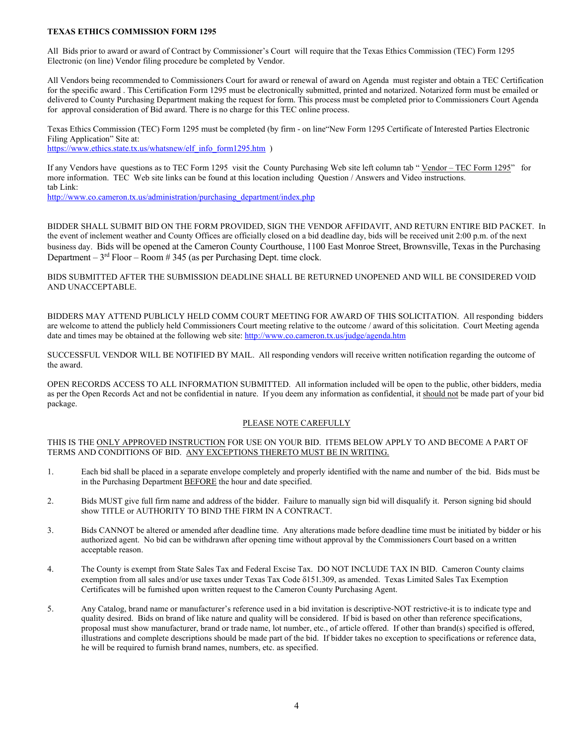**TEXAS ETHICS COMMISSION FORM 1295**

All Bids prior to award or award of Contract by Commissioner's Court will require that the Texas Ethics Commission (TEC) Form 1295 Electronic (on line) Vendor filing procedure be completed by Vendor.

All Vendors being recommended to Commissioners Court for award or renewal of award on Agenda must register and obtain a TEC Certification for the specific award . This Certification Form 1295 must be electronically submitted, printed and notarized. Notarized form must be emailed or delivered to County Purchasing Department making the request for form. This process must be completed prior to Commissioners Court Agenda for approval consideration of Bid award. There is no charge for this TEC online process.

Texas Ethics Commission (TEC) Form 1295 must be completed (by firm - on line"New Form 1295 Certificate of Interested Parties Electronic Filing Application" Site at:
https://www.ethics.state.tx.us/whatsnew/elf_info_form1295.htm )

If any Vendors have questions as to TEC Form 1295 visit the County Purchasing Web site left column tab " Vendor – TEC Form 1295" for more information. TEC Web site links can be found at this location including Question / Answers and Video instructions.
tab Link:
http://www.co.cameron.tx.us/administration/purchasing_department/index.php

BIDDER SHALL SUBMIT BID ON THE FORM PROVIDED, SIGN THE VENDOR AFFIDAVIT, AND RETURN ENTIRE BID PACKET. In the event of inclement weather and County Offices are officially closed on a bid deadline day, bids will be received unit 2:00 p.m. of the next business day. Bids will be opened at the Cameron County Courthouse, 1100 East Monroe Street, Brownsville, Texas in the Purchasing Department – 3rd Floor – Room # 345 (as per Purchasing Dept. time clock.

BIDS SUBMITTED AFTER THE SUBMISSION DEADLINE SHALL BE RETURNED UNOPENED AND WILL BE CONSIDERED VOID AND UNACCEPTABLE.

BIDDERS MAY ATTEND PUBLICLY HELD COMM COURT MEETING FOR AWARD OF THIS SOLICITATION. All responding bidders are welcome to attend the publicly held Commissioners Court meeting relative to the outcome / award of this solicitation. Court Meeting agenda date and times may be obtained at the following web site: http://www.co.cameron.tx.us/judge/agenda.htm

SUCCESSFUL VENDOR WILL BE NOTIFIED BY MAIL. All responding vendors will receive written notification regarding the outcome of the award.

OPEN RECORDS ACCESS TO ALL INFORMATION SUBMITTED. All information included will be open to the public, other bidders, media as per the Open Records Act and not be confidential in nature. If you deem any information as confidential, it should not be made part of your bid package.

PLEASE NOTE CAREFULLY

THIS IS THE ONLY APPROVED INSTRUCTION FOR USE ON YOUR BID. ITEMS BELOW APPLY TO AND BECOME A PART OF TERMS AND CONDITIONS OF BID. ANY EXCEPTIONS THERETO MUST BE IN WRITING.

1. Each bid shall be placed in a separate envelope completely and properly identified with the name and number of the bid. Bids must be in the Purchasing Department BEFORE the hour and date specified.

2. Bids MUST give full firm name and address of the bidder. Failure to manually sign bid will disqualify it. Person signing bid should show TITLE or AUTHORITY TO BIND THE FIRM IN A CONTRACT.

3. Bids CANNOT be altered or amended after deadline time. Any alterations made before deadline time must be initiated by bidder or his authorized agent. No bid can be withdrawn after opening time without approval by the Commissioners Court based on a written acceptable reason.

4. The County is exempt from State Sales Tax and Federal Excise Tax. DO NOT INCLUDE TAX IN BID. Cameron County claims exemption from all sales and/or use taxes under Texas Tax Code δ151.309, as amended. Texas Limited Sales Tax Exemption Certificates will be furnished upon written request to the Cameron County Purchasing Agent.

5. Any Catalog, brand name or manufacturer's reference used in a bid invitation is descriptive-NOT restrictive-it is to indicate type and quality desired. Bids on brand of like nature and quality will be considered. If bid is based on other than reference specifications, proposal must show manufacturer, brand or trade name, lot number, etc., of article offered. If other than brand(s) specified is offered, illustrations and complete descriptions should be made part of the bid. If bidder takes no exception to specifications or reference data, he will be required to furnish brand names, numbers, etc. as specified.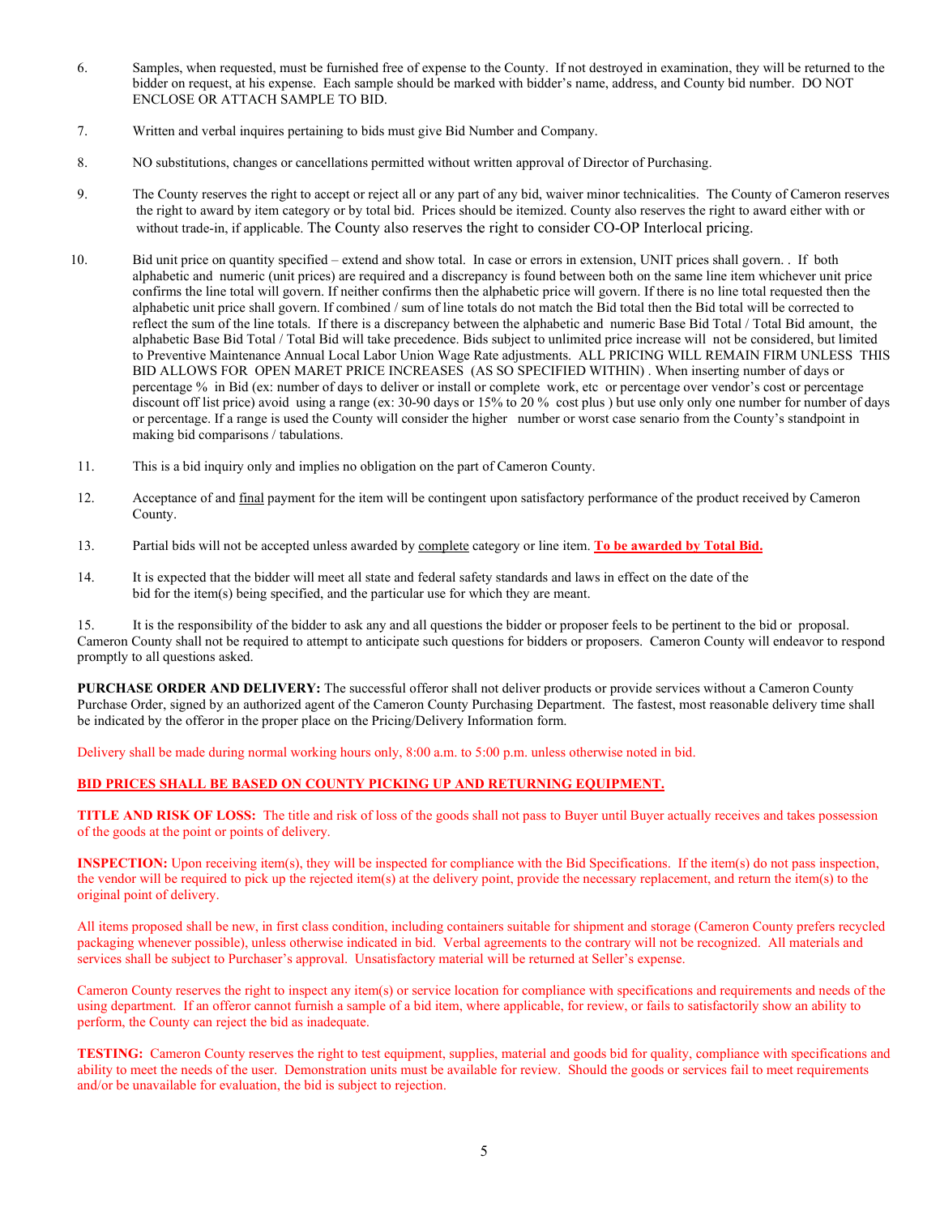6. Samples, when requested, must be furnished free of expense to the County. If not destroyed in examination, they will be returned to the bidder on request, at his expense. Each sample should be marked with bidder's name, address, and County bid number. DO NOT ENCLOSE OR ATTACH SAMPLE TO BID.

7. Written and verbal inquires pertaining to bids must give Bid Number and Company.

8. NO substitutions, changes or cancellations permitted without written approval of Director of Purchasing.

9. The County reserves the right to accept or reject all or any part of any bid, waiver minor technicalities. The County of Cameron reserves the right to award by item category or by total bid. Prices should be itemized. County also reserves the right to award either with or without trade-in, if applicable. The County also reserves the right to consider CO-OP Interlocal pricing.

10. Bid unit price on quantity specified – extend and show total. In case or errors in extension, UNIT prices shall govern. . If both alphabetic and numeric (unit prices) are required and a discrepancy is found between both on the same line item whichever unit price confirms the line total will govern. If neither confirms then the alphabetic price will govern. If there is no line total requested then the alphabetic unit price shall govern. If combined / sum of line totals do not match the Bid total then the Bid total will be corrected to reflect the sum of the line totals. If there is a discrepancy between the alphabetic and numeric Base Bid Total / Total Bid amount, the alphabetic Base Bid Total / Total Bid will take precedence. Bids subject to unlimited price increase will not be considered, but limited to Preventive Maintenance Annual Local Labor Union Wage Rate adjustments. ALL PRICING WILL REMAIN FIRM UNLESS THIS BID ALLOWS FOR OPEN MARET PRICE INCREASES (AS SO SPECIFIED WITHIN) . When inserting number of days or percentage % in Bid (ex: number of days to deliver or install or complete work, etc or percentage over vendor's cost or percentage discount off list price) avoid using a range (ex: 30-90 days or 15% to 20 % cost plus ) but use only only one number for number of days or percentage. If a range is used the County will consider the higher number or worst case senario from the County's standpoint in making bid comparisons / tabulations.

11. This is a bid inquiry only and implies no obligation on the part of Cameron County.

12. Acceptance of and final payment for the item will be contingent upon satisfactory performance of the product received by Cameron County.

13. Partial bids will not be accepted unless awarded by complete category or line item. **To be awarded by Total Bid.**

14. It is expected that the bidder will meet all state and federal safety standards and laws in effect on the date of the bid for the item(s) being specified, and the particular use for which they are meant.

15. It is the responsibility of the bidder to ask any and all questions the bidder or proposer feels to be pertinent to the bid or proposal. Cameron County shall not be required to attempt to anticipate such questions for bidders or proposers. Cameron County will endeavor to respond promptly to all questions asked.

**PURCHASE ORDER AND DELIVERY:** The successful offeror shall not deliver products or provide services without a Cameron County Purchase Order, signed by an authorized agent of the Cameron County Purchasing Department. The fastest, most reasonable delivery time shall be indicated by the offeror in the proper place on the Pricing/Delivery Information form.

Delivery shall be made during normal working hours only, 8:00 a.m. to 5:00 p.m. unless otherwise noted in bid.

**BID PRICES SHALL BE BASED ON COUNTY PICKING UP AND RETURNING EQUIPMENT.**

**TITLE AND RISK OF LOSS:** The title and risk of loss of the goods shall not pass to Buyer until Buyer actually receives and takes possession of the goods at the point or points of delivery.

**INSPECTION:** Upon receiving item(s), they will be inspected for compliance with the Bid Specifications. If the item(s) do not pass inspection, the vendor will be required to pick up the rejected item(s) at the delivery point, provide the necessary replacement, and return the item(s) to the original point of delivery.

All items proposed shall be new, in first class condition, including containers suitable for shipment and storage (Cameron County prefers recycled packaging whenever possible), unless otherwise indicated in bid. Verbal agreements to the contrary will not be recognized. All materials and services shall be subject to Purchaser's approval. Unsatisfactory material will be returned at Seller's expense.

Cameron County reserves the right to inspect any item(s) or service location for compliance with specifications and requirements and needs of the using department. If an offeror cannot furnish a sample of a bid item, where applicable, for review, or fails to satisfactorily show an ability to perform, the County can reject the bid as inadequate.

**TESTING:** Cameron County reserves the right to test equipment, supplies, material and goods bid for quality, compliance with specifications and ability to meet the needs of the user. Demonstration units must be available for review. Should the goods or services fail to meet requirements and/or be unavailable for evaluation, the bid is subject to rejection.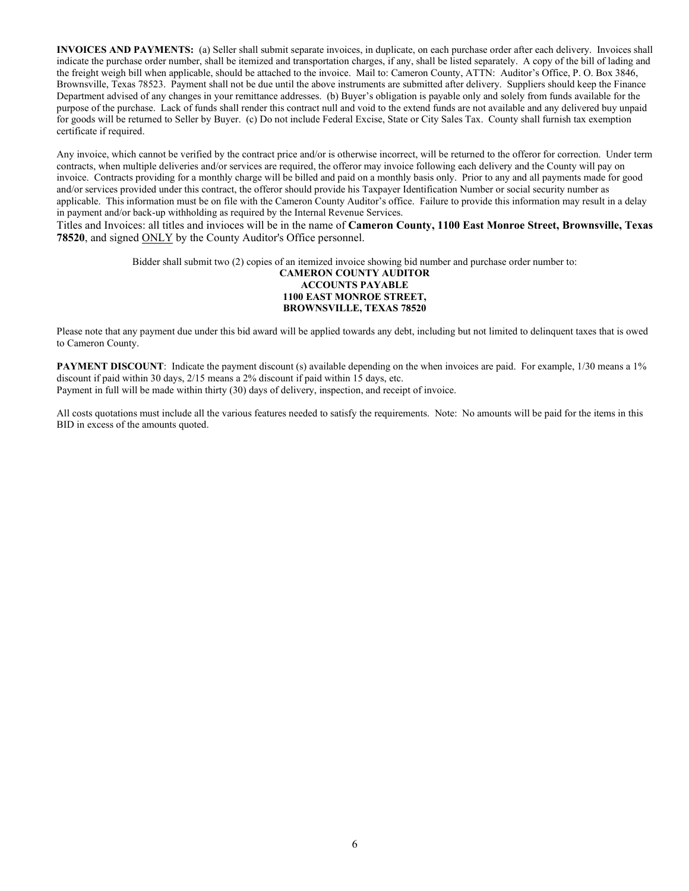**INVOICES AND PAYMENTS:** (a) Seller shall submit separate invoices, in duplicate, on each purchase order after each delivery. Invoices shall indicate the purchase order number, shall be itemized and transportation charges, if any, shall be listed separately. A copy of the bill of lading and the freight weigh bill when applicable, should be attached to the invoice. Mail to: Cameron County, ATTN: Auditor's Office, P. O. Box 3846, Brownsville, Texas 78523. Payment shall not be due until the above instruments are submitted after delivery. Suppliers should keep the Finance Department advised of any changes in your remittance addresses. (b) Buyer's obligation is payable only and solely from funds available for the purpose of the purchase. Lack of funds shall render this contract null and void to the extend funds are not available and any delivered buy unpaid for goods will be returned to Seller by Buyer. (c) Do not include Federal Excise, State or City Sales Tax. County shall furnish tax exemption certificate if required.

Any invoice, which cannot be verified by the contract price and/or is otherwise incorrect, will be returned to the offeror for correction. Under term contracts, when multiple deliveries and/or services are required, the offeror may invoice following each delivery and the County will pay on invoice. Contracts providing for a monthly charge will be billed and paid on a monthly basis only. Prior to any and all payments made for good and/or services provided under this contract, the offeror should provide his Taxpayer Identification Number or social security number as applicable. This information must be on file with the Cameron County Auditor's office. Failure to provide this information may result in a delay in payment and/or back-up withholding as required by the Internal Revenue Services.

Titles and Invoices: all titles and invioces will be in the name of **Cameron County, 1100 East Monroe Street, Brownsville, Texas 78520**, and signed ONLY by the County Auditor's Office personnel.

Bidder shall submit two (2) copies of an itemized invoice showing bid number and purchase order number to:

**CAMERON COUNTY AUDITOR**
**ACCOUNTS PAYABLE**
**1100 EAST MONROE STREET,**
**BROWNSVILLE, TEXAS 78520**

Please note that any payment due under this bid award will be applied towards any debt, including but not limited to delinquent taxes that is owed to Cameron County.

**PAYMENT DISCOUNT**: Indicate the payment discount (s) available depending on the when invoices are paid. For example, 1/30 means a 1% discount if paid within 30 days, 2/15 means a 2% discount if paid within 15 days, etc.
Payment in full will be made within thirty (30) days of delivery, inspection, and receipt of invoice.

All costs quotations must include all the various features needed to satisfy the requirements. Note: No amounts will be paid for the items in this BID in excess of the amounts quoted.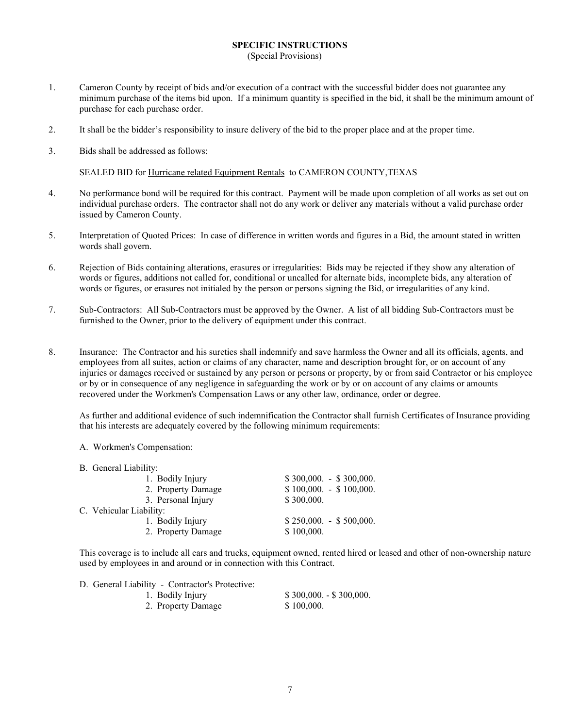## SPECIFIC INSTRUCTIONS

(Special Provisions)

1. Cameron County by receipt of bids and/or execution of a contract with the successful bidder does not guarantee any minimum purchase of the items bid upon. If a minimum quantity is specified in the bid, it shall be the minimum amount of purchase for each purchase order.

2. It shall be the bidder's responsibility to insure delivery of the bid to the proper place and at the proper time.

3. Bids shall be addressed as follows:

   SEALED BID for Hurricane related Equipment Rentals to CAMERON COUNTY,TEXAS

4. No performance bond will be required for this contract. Payment will be made upon completion of all works as set out on individual purchase orders. The contractor shall not do any work or deliver any materials without a valid purchase order issued by Cameron County.

5. Interpretation of Quoted Prices: In case of difference in written words and figures in a Bid, the amount stated in written words shall govern.

6. Rejection of Bids containing alterations, erasures or irregularities: Bids may be rejected if they show any alteration of words or figures, additions not called for, conditional or uncalled for alternate bids, incomplete bids, any alteration of words or figures, or erasures not initialed by the person or persons signing the Bid, or irregularities of any kind.

7. Sub-Contractors: All Sub-Contractors must be approved by the Owner. A list of all bidding Sub-Contractors must be furnished to the Owner, prior to the delivery of equipment under this contract.

8. Insurance: The Contractor and his sureties shall indemnify and save harmless the Owner and all its officials, agents, and employees from all suites, action or claims of any character, name and description brought for, or on account of any injuries or damages received or sustained by any person or persons or property, by or from said Contractor or his employee or by or in consequence of any negligence in safeguarding the work or by or on account of any claims or amounts recovered under the Workmen's Compensation Laws or any other law, ordinance, order or degree.

   As further and additional evidence of such indemnification the Contractor shall furnish Certificates of Insurance providing that his interests are adequately covered by the following minimum requirements:

   A. Workmen's Compensation:

   B. General Liability:

   | | |
   |---|---|
   | 1. Bodily Injury | $ 300,000. - $ 300,000. |
   | 2. Property Damage | $ 100,000. - $ 100,000. |
   | 3. Personal Injury | $ 300,000. |

   C. Vehicular Liability:

   | | |
   |---|---|
   | 1. Bodily Injury | $ 250,000. - $ 500,000. |
   | 2. Property Damage | $ 100,000. |

   This coverage is to include all cars and trucks, equipment owned, rented hired or leased and other of non-ownership nature used by employees in and around or in connection with this Contract.

   D. General Liability - Contractor's Protective:

   | | |
   |---|---|
   | 1. Bodily Injury | $ 300,000. - $ 300,000. |
   | 2. Property Damage | $ 100,000. |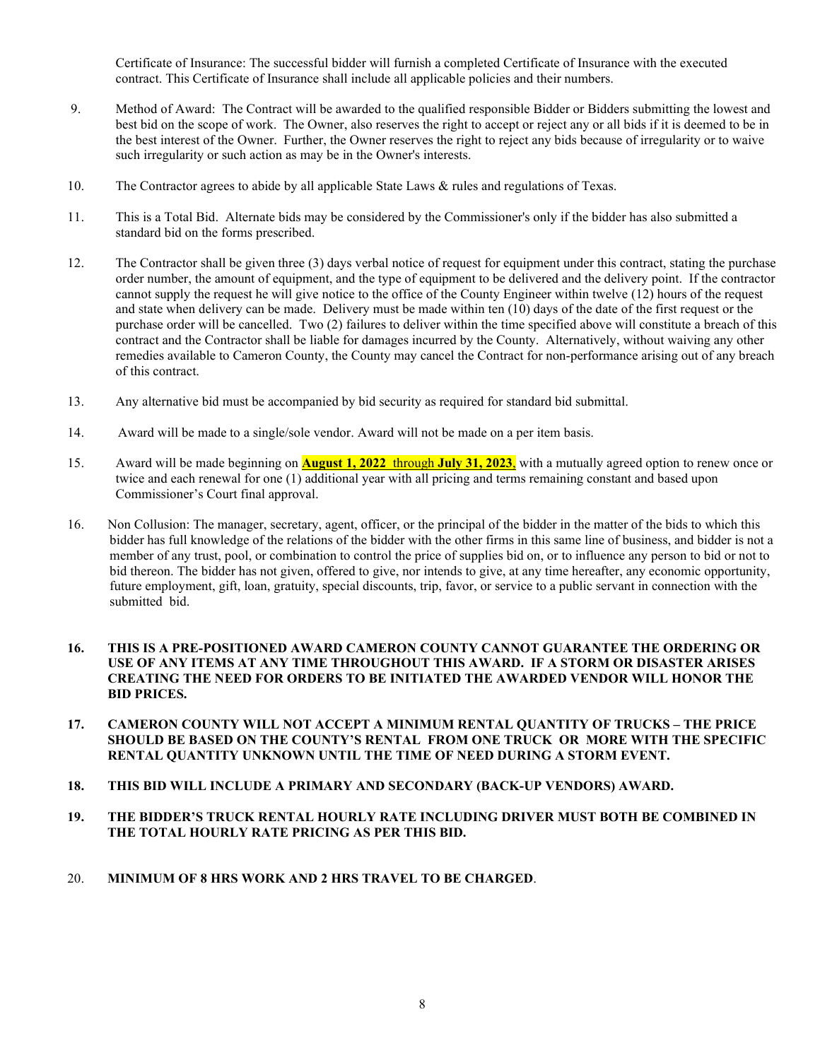Certificate of Insurance: The successful bidder will furnish a completed Certificate of Insurance with the executed contract. This Certificate of Insurance shall include all applicable policies and their numbers.

9. Method of Award: The Contract will be awarded to the qualified responsible Bidder or Bidders submitting the lowest and best bid on the scope of work. The Owner, also reserves the right to accept or reject any or all bids if it is deemed to be in the best interest of the Owner. Further, the Owner reserves the right to reject any bids because of irregularity or to waive such irregularity or such action as may be in the Owner's interests.

10. The Contractor agrees to abide by all applicable State Laws & rules and regulations of Texas.

11. This is a Total Bid. Alternate bids may be considered by the Commissioner's only if the bidder has also submitted a standard bid on the forms prescribed.

12. The Contractor shall be given three (3) days verbal notice of request for equipment under this contract, stating the purchase order number, the amount of equipment, and the type of equipment to be delivered and the delivery point. If the contractor cannot supply the request he will give notice to the office of the County Engineer within twelve (12) hours of the request and state when delivery can be made. Delivery must be made within ten (10) days of the date of the first request or the purchase order will be cancelled. Two (2) failures to deliver within the time specified above will constitute a breach of this contract and the Contractor shall be liable for damages incurred by the County. Alternatively, without waiving any other remedies available to Cameron County, the County may cancel the Contract for non-performance arising out of any breach of this contract.

13. Any alternative bid must be accompanied by bid security as required for standard bid submittal.

14. Award will be made to a single/sole vendor. Award will not be made on a per item basis.

15. Award will be made beginning on **August 1, 2022** through **July 31, 2023**, with a mutually agreed option to renew once or twice and each renewal for one (1) additional year with all pricing and terms remaining constant and based upon Commissioner's Court final approval.

16. Non Collusion: The manager, secretary, agent, officer, or the principal of the bidder in the matter of the bids to which this bidder has full knowledge of the relations of the bidder with the other firms in this same line of business, and bidder is not a member of any trust, pool, or combination to control the price of supplies bid on, or to influence any person to bid or not to bid thereon. The bidder has not given, offered to give, nor intends to give, at any time hereafter, any economic opportunity, future employment, gift, loan, gratuity, special discounts, trip, favor, or service to a public servant in connection with the submitted bid.

**16. THIS IS A PRE-POSITIONED AWARD CAMERON COUNTY CANNOT GUARANTEE THE ORDERING OR USE OF ANY ITEMS AT ANY TIME THROUGHOUT THIS AWARD. IF A STORM OR DISASTER ARISES CREATING THE NEED FOR ORDERS TO BE INITIATED THE AWARDED VENDOR WILL HONOR THE BID PRICES.**

**17. CAMERON COUNTY WILL NOT ACCEPT A MINIMUM RENTAL QUANTITY OF TRUCKS – THE PRICE SHOULD BE BASED ON THE COUNTY'S RENTAL FROM ONE TRUCK OR MORE WITH THE SPECIFIC RENTAL QUANTITY UNKNOWN UNTIL THE TIME OF NEED DURING A STORM EVENT.**

**18. THIS BID WILL INCLUDE A PRIMARY AND SECONDARY (BACK-UP VENDORS) AWARD.**

**19. THE BIDDER'S TRUCK RENTAL HOURLY RATE INCLUDING DRIVER MUST BOTH BE COMBINED IN THE TOTAL HOURLY RATE PRICING AS PER THIS BID.**

20. **MINIMUM OF 8 HRS WORK AND 2 HRS TRAVEL TO BE CHARGED**.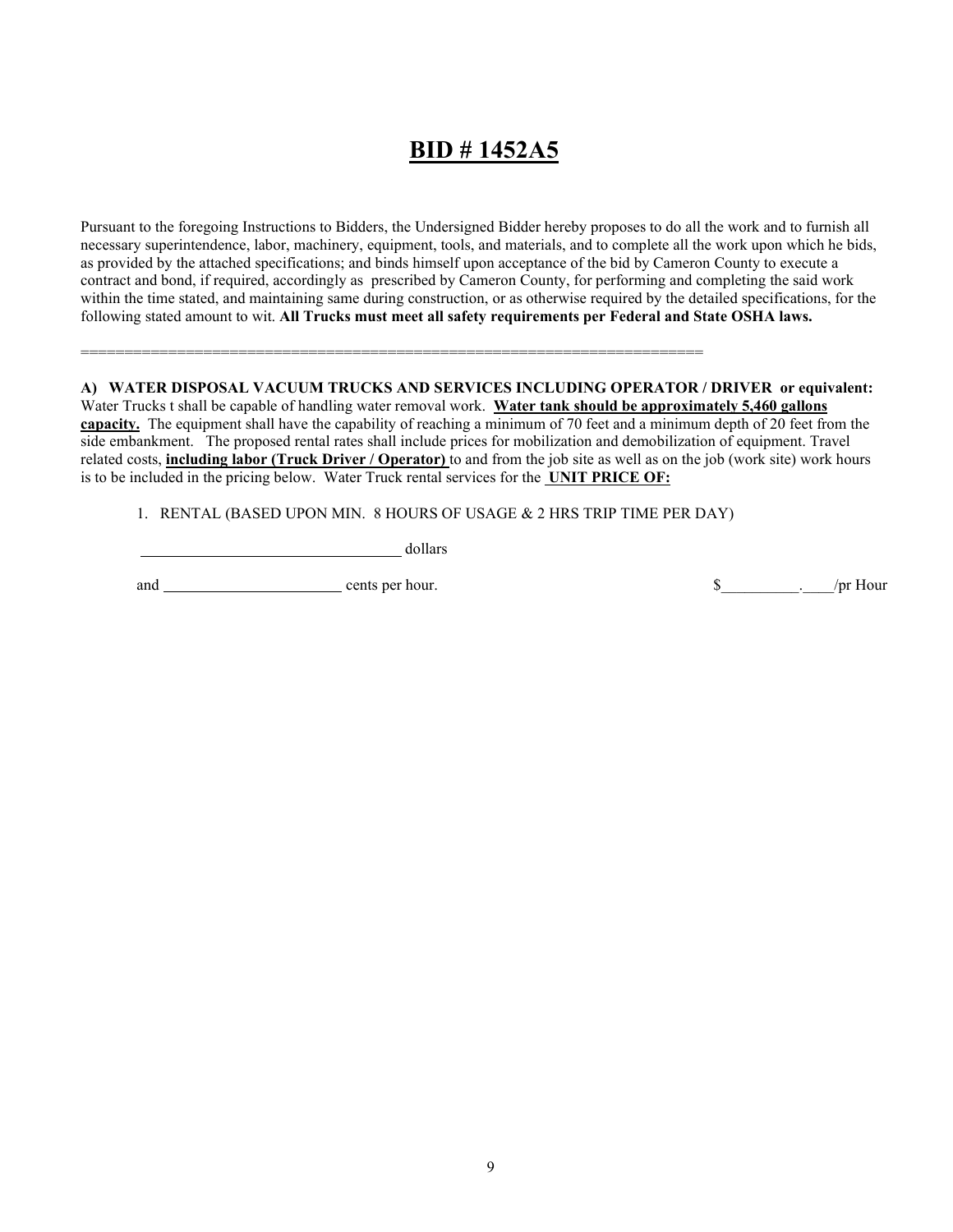# **BID # 1452A5**

Pursuant to the foregoing Instructions to Bidders, the Undersigned Bidder hereby proposes to do all the work and to furnish all necessary superintendence, labor, machinery, equipment, tools, and materials, and to complete all the work upon which he bids, as provided by the attached specifications; and binds himself upon acceptance of the bid by Cameron County to execute a contract and bond, if required, accordingly as prescribed by Cameron County, for performing and completing the said work within the time stated, and maintaining same during construction, or as otherwise required by the detailed specifications, for the following stated amount to wit. **All Trucks must meet all safety requirements per Federal and State OSHA laws.**

=====================================================================

**A) WATER DISPOSAL VACUUM TRUCKS AND SERVICES INCLUDING OPERATOR / DRIVER or equivalent:** Water Trucks t shall be capable of handling water removal work. **Water tank should be approximately 5,460 gallons capacity.** The equipment shall have the capability of reaching a minimum of 70 feet and a minimum depth of 20 feet from the side embankment. The proposed rental rates shall include prices for mobilization and demobilization of equipment. Travel related costs, **including labor (Truck Driver / Operator)** to and from the job site as well as on the job (work site) work hours is to be included in the pricing below. Water Truck rental services for the **UNIT PRICE OF:**

1. RENTAL (BASED UPON MIN. 8 HOURS OF USAGE & 2 HRS TRIP TIME PER DAY)

__________________________________ dollars

and ________________________ cents per hour. $__________.____/pr Hour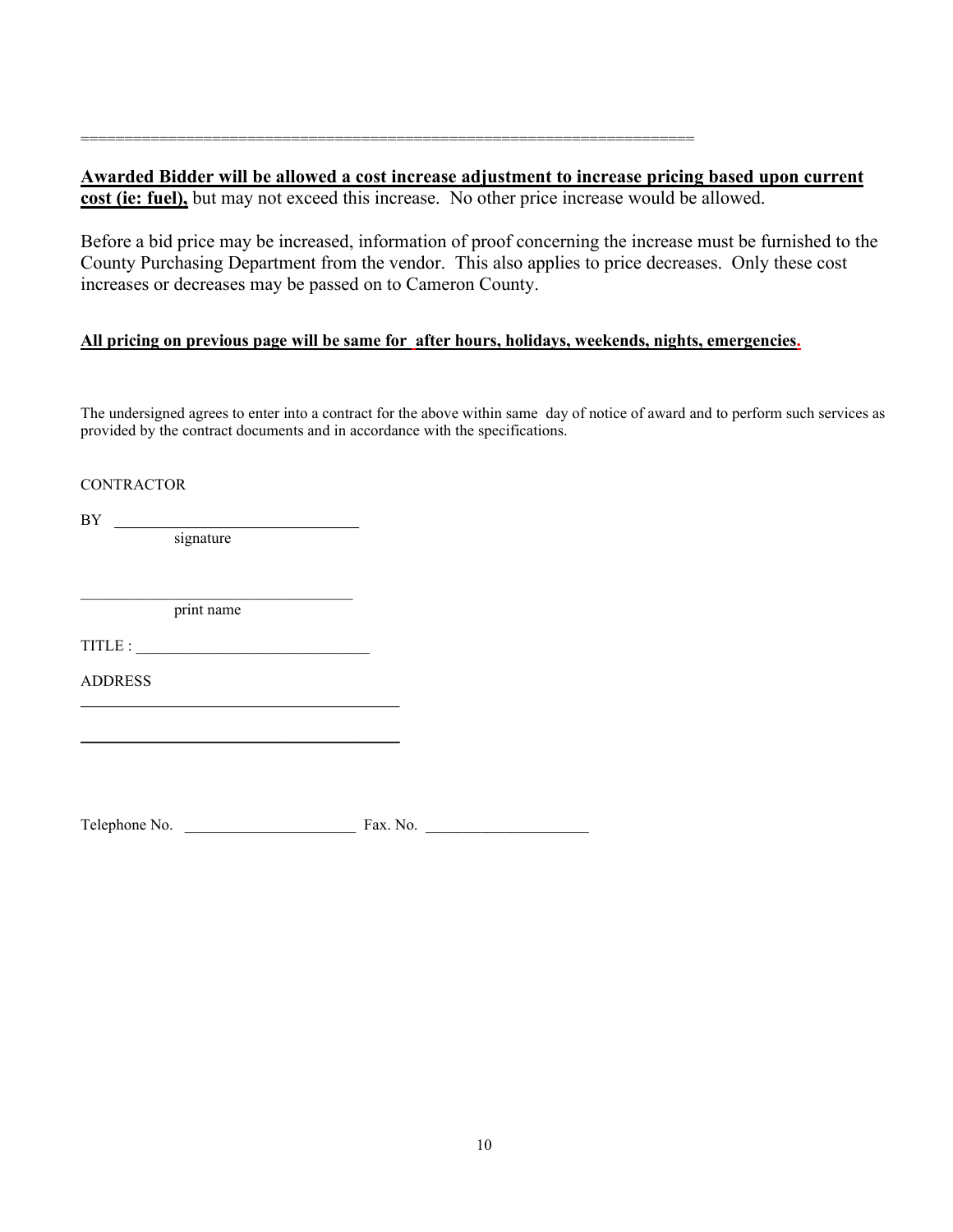=====================================================================

**Awarded Bidder will be allowed a cost increase adjustment to increase pricing based upon current cost (ie: fuel),** but may not exceed this increase. No other price increase would be allowed.

Before a bid price may be increased, information of proof concerning the increase must be furnished to the County Purchasing Department from the vendor. This also applies to price decreases. Only these cost increases or decreases may be passed on to Cameron County.

**All pricing on previous page will be same for after hours, holidays, weekends, nights, emergencies.**

The undersigned agrees to enter into a contract for the above within same day of notice of award and to perform such services as provided by the contract documents and in accordance with the specifications.

CONTRACTOR

BY ______________________________
signature

______________________________
print name

TITLE : ______________________________

ADDRESS

______________________________

______________________________

Telephone No. ______________________ Fax. No. ____________________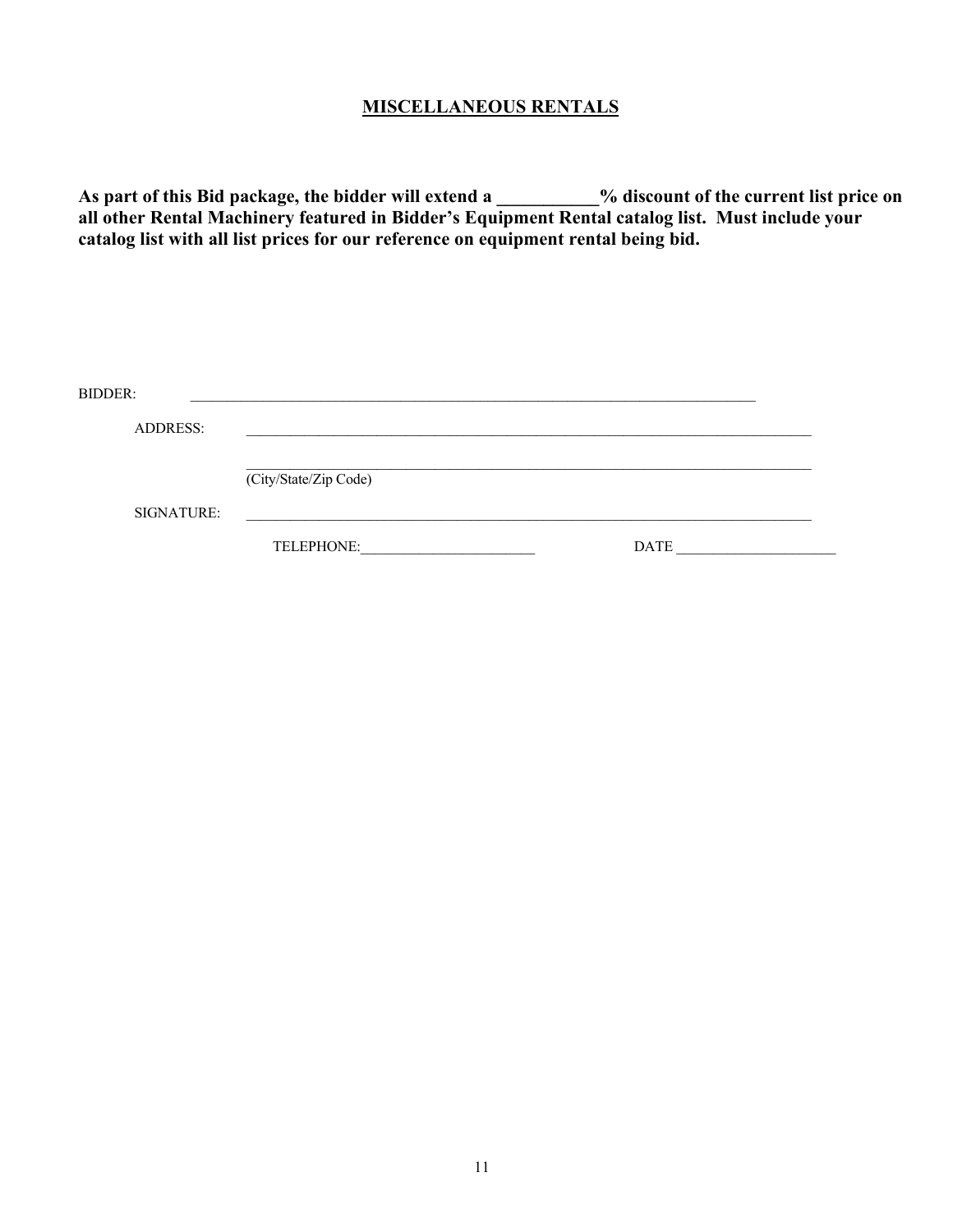## MISCELLANEOUS RENTALS

**As part of this Bid package, the bidder will extend a ___________% discount of the current list price on all other Rental Machinery featured in Bidder's Equipment Rental catalog list. Must include your catalog list with all list prices for our reference on equipment rental being bid.**

BIDDER: ________________________________________________________________________________

ADDRESS: ________________________________________________________________________________

________________________________________________________________________________
(City/State/Zip Code)

SIGNATURE: ________________________________________________________________________________

TELEPHONE:________________________ DATE ______________________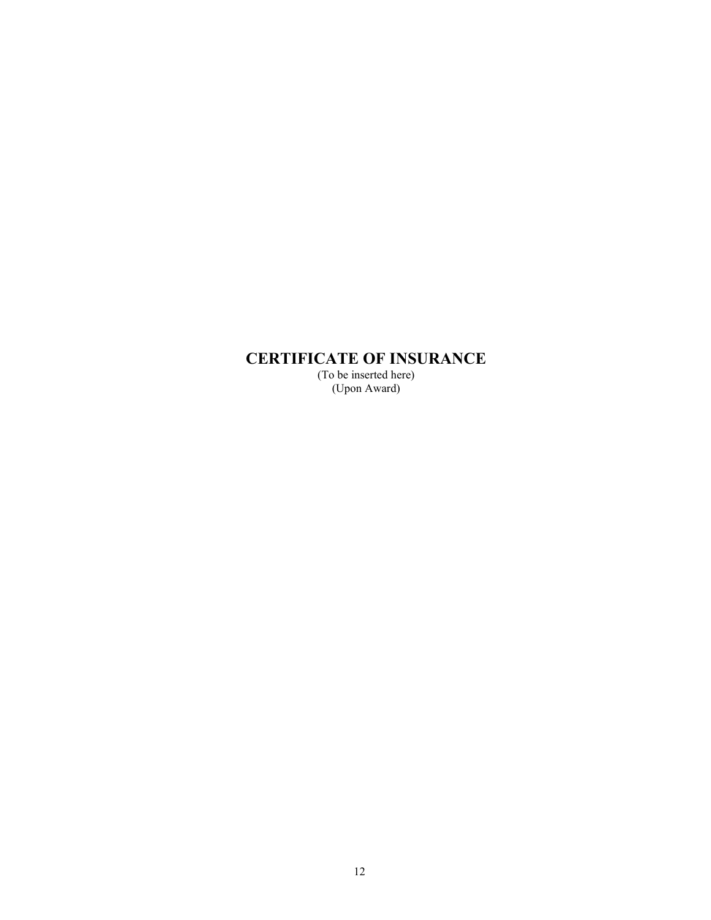# CERTIFICATE OF INSURANCE

(To be inserted here)
(Upon Award)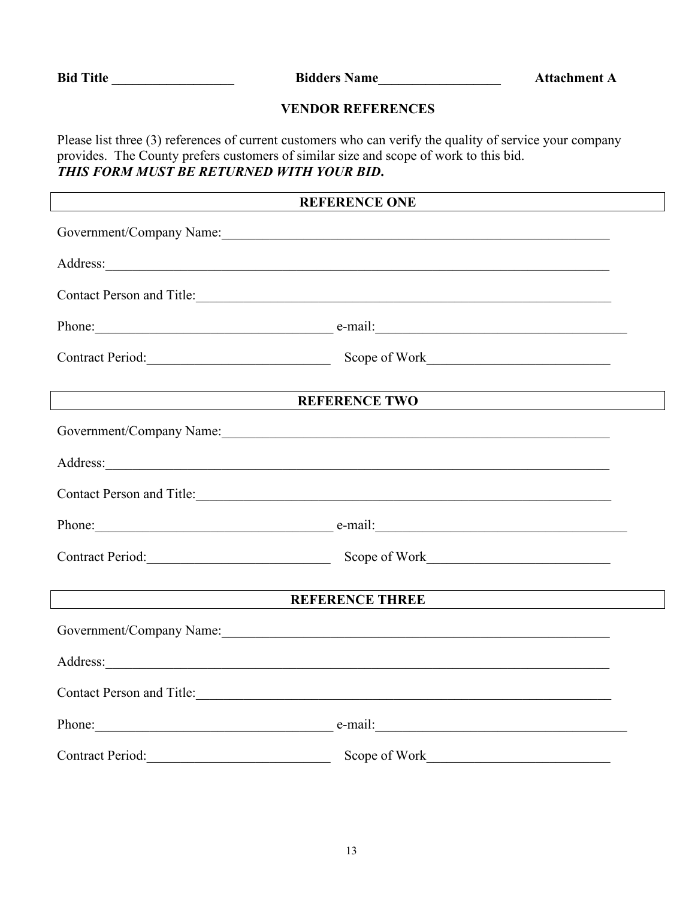**Bid Title __________________** **Bidders Name__________________** **Attachment A**

## VENDOR REFERENCES

Please list three (3) references of current customers who can verify the quality of service your company provides. The County prefers customers of similar size and scope of work to this bid.
***THIS FORM MUST BE RETURNED WITH YOUR BID.***

### REFERENCE ONE

Government/Company Name:_____________________________________________________________

Address:_____________________________________________________________________________

Contact Person and Title:______________________________________________________________

Phone:____________________________________ e-mail:_____________________________________

Contract Period:___________________________ Scope of Work___________________________

### REFERENCE TWO

Government/Company Name:_____________________________________________________________

Address:_____________________________________________________________________________

Contact Person and Title:______________________________________________________________

Phone:____________________________________ e-mail:_____________________________________

Contract Period:___________________________ Scope of Work___________________________

### REFERENCE THREE

Government/Company Name:_____________________________________________________________

Address:_____________________________________________________________________________

Contact Person and Title:______________________________________________________________

Phone:____________________________________ e-mail:_____________________________________

Contract Period:___________________________ Scope of Work___________________________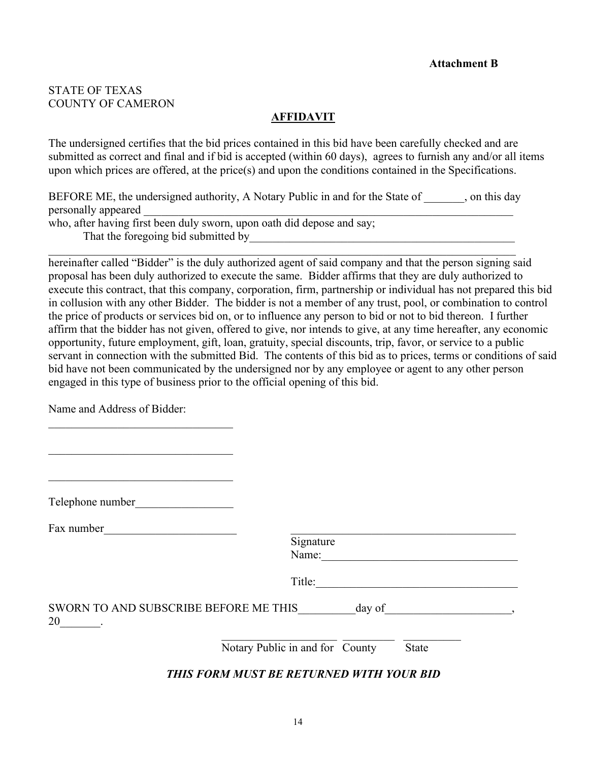**Attachment B**

STATE OF TEXAS
COUNTY OF CAMERON

## AFFIDAVIT

The undersigned certifies that the bid prices contained in this bid have been carefully checked and are submitted as correct and final and if bid is accepted (within 60 days), agrees to furnish any and/or all items upon which prices are offered, at the price(s) and upon the conditions contained in the Specifications.

BEFORE ME, the undersigned authority, A Notary Public in and for the State of _______, on this day personally appeared ___________________________________________________________________
who, after having first been duly sworn, upon oath did depose and say;
That the foregoing bid submitted by_______________________________________________
___________________________________________________________________________________
hereinafter called "Bidder" is the duly authorized agent of said company and that the person signing said proposal has been duly authorized to execute the same. Bidder affirms that they are duly authorized to execute this contract, that this company, corporation, firm, partnership or individual has not prepared this bid in collusion with any other Bidder. The bidder is not a member of any trust, pool, or combination to control the price of products or services bid on, or to influence any person to bid or not to bid thereon. I further affirm that the bidder has not given, offered to give, nor intends to give, at any time hereafter, any economic opportunity, future employment, gift, loan, gratuity, special discounts, trip, favor, or service to a public servant in connection with the submitted Bid. The contents of this bid as to prices, terms or conditions of said bid have not been communicated by the undersigned nor by any employee or agent to any other person engaged in this type of business prior to the official opening of this bid.

Name and Address of Bidder:

________________________________

________________________________

________________________________

Telephone number_________________

Fax number_______________________

________________________________________
Signature
Name:__________________________________

Title:___________________________________

SWORN TO AND SUBSCRIBE BEFORE ME THIS__________day of_____________________, 20_______.

_____________________ _________ __________
Notary Public in and for County State

***THIS FORM MUST BE RETURNED WITH YOUR BID***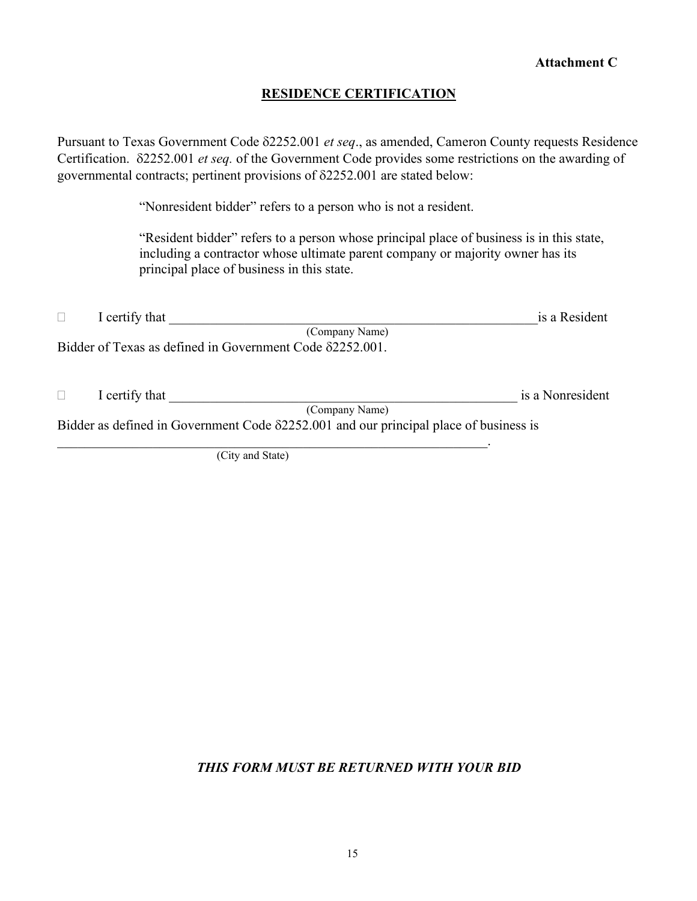**Attachment C**

## RESIDENCE CERTIFICATION

Pursuant to Texas Government Code δ2252.001 *et seq*., as amended, Cameron County requests Residence Certification. δ2252.001 *et seq.* of the Government Code provides some restrictions on the awarding of governmental contracts; pertinent provisions of δ2252.001 are stated below:

> "Nonresident bidder" refers to a person who is not a resident.
>
> "Resident bidder" refers to a person whose principal place of business is in this state, including a contractor whose ultimate parent company or majority owner has its principal place of business in this state.

☐ I certify that ______________________________________________ is a Resident
(Company Name)
Bidder of Texas as defined in Government Code δ2252.001.

☐ I certify that ______________________________________________ is a Nonresident
(Company Name)
Bidder as defined in Government Code δ2252.001 and our principal place of business is
______________________________________________.
(City and State)

***THIS FORM MUST BE RETURNED WITH YOUR BID***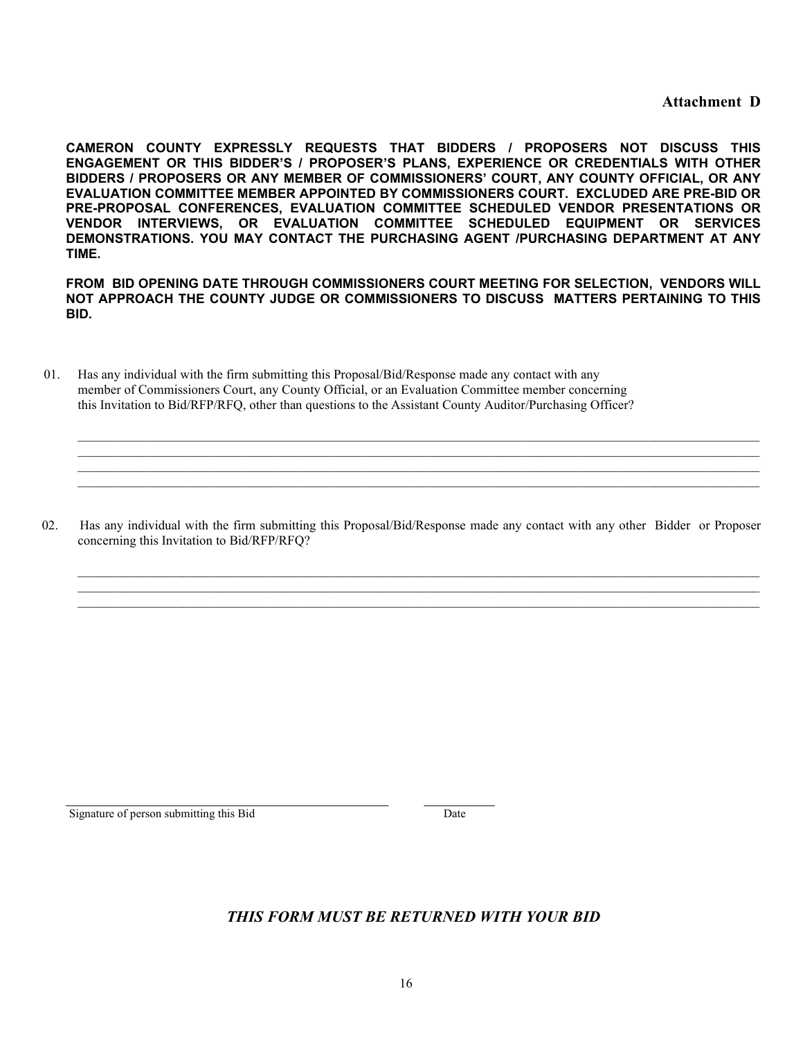**Attachment D**

**CAMERON COUNTY EXPRESSLY REQUESTS THAT BIDDERS / PROPOSERS NOT DISCUSS THIS ENGAGEMENT OR THIS BIDDER'S / PROPOSER'S PLANS, EXPERIENCE OR CREDENTIALS WITH OTHER BIDDERS / PROPOSERS OR ANY MEMBER OF COMMISSIONERS' COURT, ANY COUNTY OFFICIAL, OR ANY EVALUATION COMMITTEE MEMBER APPOINTED BY COMMISSIONERS COURT. EXCLUDED ARE PRE-BID OR PRE-PROPOSAL CONFERENCES, EVALUATION COMMITTEE SCHEDULED VENDOR PRESENTATIONS OR VENDOR INTERVIEWS, OR EVALUATION COMMITTEE SCHEDULED EQUIPMENT OR SERVICES DEMONSTRATIONS. YOU MAY CONTACT THE PURCHASING AGENT /PURCHASING DEPARTMENT AT ANY TIME.**

**FROM BID OPENING DATE THROUGH COMMISSIONERS COURT MEETING FOR SELECTION, VENDORS WILL NOT APPROACH THE COUNTY JUDGE OR COMMISSIONERS TO DISCUSS MATTERS PERTAINING TO THIS BID.**

01. Has any individual with the firm submitting this Proposal/Bid/Response made any contact with any member of Commissioners Court, any County Official, or an Evaluation Committee member concerning this Invitation to Bid/RFP/RFQ, other than questions to the Assistant County Auditor/Purchasing Officer?

\_\_\_\_\_\_\_\_\_\_\_\_\_\_\_\_\_\_\_\_\_\_\_\_\_\_\_\_\_\_\_\_\_\_\_\_\_\_\_\_\_\_\_\_\_\_\_\_\_\_\_\_\_\_\_\_\_\_\_\_\_\_\_\_\_\_\_\_\_\_\_\_\_\_\_\_\_\_

\_\_\_\_\_\_\_\_\_\_\_\_\_\_\_\_\_\_\_\_\_\_\_\_\_\_\_\_\_\_\_\_\_\_\_\_\_\_\_\_\_\_\_\_\_\_\_\_\_\_\_\_\_\_\_\_\_\_\_\_\_\_\_\_\_\_\_\_\_\_\_\_\_\_\_\_\_\_

\_\_\_\_\_\_\_\_\_\_\_\_\_\_\_\_\_\_\_\_\_\_\_\_\_\_\_\_\_\_\_\_\_\_\_\_\_\_\_\_\_\_\_\_\_\_\_\_\_\_\_\_\_\_\_\_\_\_\_\_\_\_\_\_\_\_\_\_\_\_\_\_\_\_\_\_\_\_

\_\_\_\_\_\_\_\_\_\_\_\_\_\_\_\_\_\_\_\_\_\_\_\_\_\_\_\_\_\_\_\_\_\_\_\_\_\_\_\_\_\_\_\_\_\_\_\_\_\_\_\_\_\_\_\_\_\_\_\_\_\_\_\_\_\_\_\_\_\_\_\_\_\_\_\_\_\_

02. Has any individual with the firm submitting this Proposal/Bid/Response made any contact with any other Bidder or Proposer concerning this Invitation to Bid/RFP/RFQ?

\_\_\_\_\_\_\_\_\_\_\_\_\_\_\_\_\_\_\_\_\_\_\_\_\_\_\_\_\_\_\_\_\_\_\_\_\_\_\_\_\_\_\_\_\_\_\_\_\_\_\_\_\_\_\_\_\_\_\_\_\_\_\_\_\_\_\_\_\_\_\_\_\_\_\_\_\_\_

\_\_\_\_\_\_\_\_\_\_\_\_\_\_\_\_\_\_\_\_\_\_\_\_\_\_\_\_\_\_\_\_\_\_\_\_\_\_\_\_\_\_\_\_\_\_\_\_\_\_\_\_\_\_\_\_\_\_\_\_\_\_\_\_\_\_\_\_\_\_\_\_\_\_\_\_\_\_

\_\_\_\_\_\_\_\_\_\_\_\_\_\_\_\_\_\_\_\_\_\_\_\_\_\_\_\_\_\_\_\_\_\_\_\_\_\_\_\_\_\_\_\_\_\_\_\_\_\_\_\_\_\_\_\_\_\_\_\_\_\_\_\_\_\_\_\_\_\_\_\_\_\_\_\_\_\_

\_\_\_\_\_\_\_\_\_\_\_\_\_\_\_\_\_\_\_\_\_\_\_\_\_\_\_\_\_\_\_\_\_\_\_\_\_\_\_\_\_\_\_\_ \_\_\_\_\_\_\_\_\_\_\_\_

Signature of person submitting this Bid Date

***THIS FORM MUST BE RETURNED WITH YOUR BID***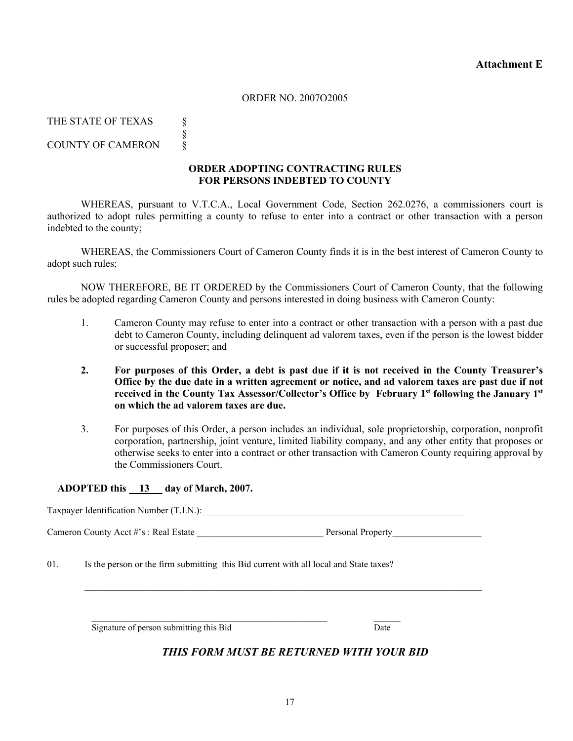**Attachment E**

ORDER NO. 2007O2005

THE STATE OF TEXAS §
§
COUNTY OF CAMERON §

**ORDER ADOPTING CONTRACTING RULES FOR PERSONS INDEBTED TO COUNTY**

WHEREAS, pursuant to V.T.C.A., Local Government Code, Section 262.0276, a commissioners court is authorized to adopt rules permitting a county to refuse to enter into a contract or other transaction with a person indebted to the county;

WHEREAS, the Commissioners Court of Cameron County finds it is in the best interest of Cameron County to adopt such rules;

NOW THEREFORE, BE IT ORDERED by the Commissioners Court of Cameron County, that the following rules be adopted regarding Cameron County and persons interested in doing business with Cameron County:

1. Cameron County may refuse to enter into a contract or other transaction with a person with a past due debt to Cameron County, including delinquent ad valorem taxes, even if the person is the lowest bidder or successful proposer; and

2. **For purposes of this Order, a debt is past due if it is not received in the County Treasurer's Office by the due date in a written agreement or notice, and ad valorem taxes are past due if not received in the County Tax Assessor/Collector's Office by February 1st following the January 1st on which the ad valorem taxes are due.**

3. For purposes of this Order, a person includes an individual, sole proprietorship, corporation, nonprofit corporation, partnership, joint venture, limited liability company, and any other entity that proposes or otherwise seeks to enter into a contract or other transaction with Cameron County requiring approval by the Commissioners Court.

**ADOPTED this 13 day of March, 2007.**

Taxpayer Identification Number (T.I.N.):\_\_\_\_\_\_\_\_\_\_\_\_\_\_\_\_\_\_\_\_\_\_\_\_\_\_\_\_\_\_\_\_\_\_\_\_\_\_\_\_

Cameron County Acct #'s : Real Estate \_\_\_\_\_\_\_\_\_\_\_\_\_\_\_\_\_\_\_\_ Personal Property\_\_\_\_\_\_\_\_\_\_\_\_\_\_

01. Is the person or the firm submitting this Bid current with all local and State taxes?

\_\_\_\_\_\_\_\_\_\_\_\_\_\_\_\_\_\_\_\_\_\_\_\_\_\_\_\_\_\_\_\_\_\_\_\_\_\_\_\_\_\_\_\_\_\_\_\_\_\_\_\_\_\_\_\_\_\_\_\_\_\_

\_\_\_\_\_\_\_\_\_\_\_\_\_\_\_\_\_\_\_\_\_\_\_\_\_\_\_\_\_\_\_\_\_\_\_\_\_\_\_\_ \_\_\_\_\_\_
Signature of person submitting this Bid Date

***THIS FORM MUST BE RETURNED WITH YOUR BID***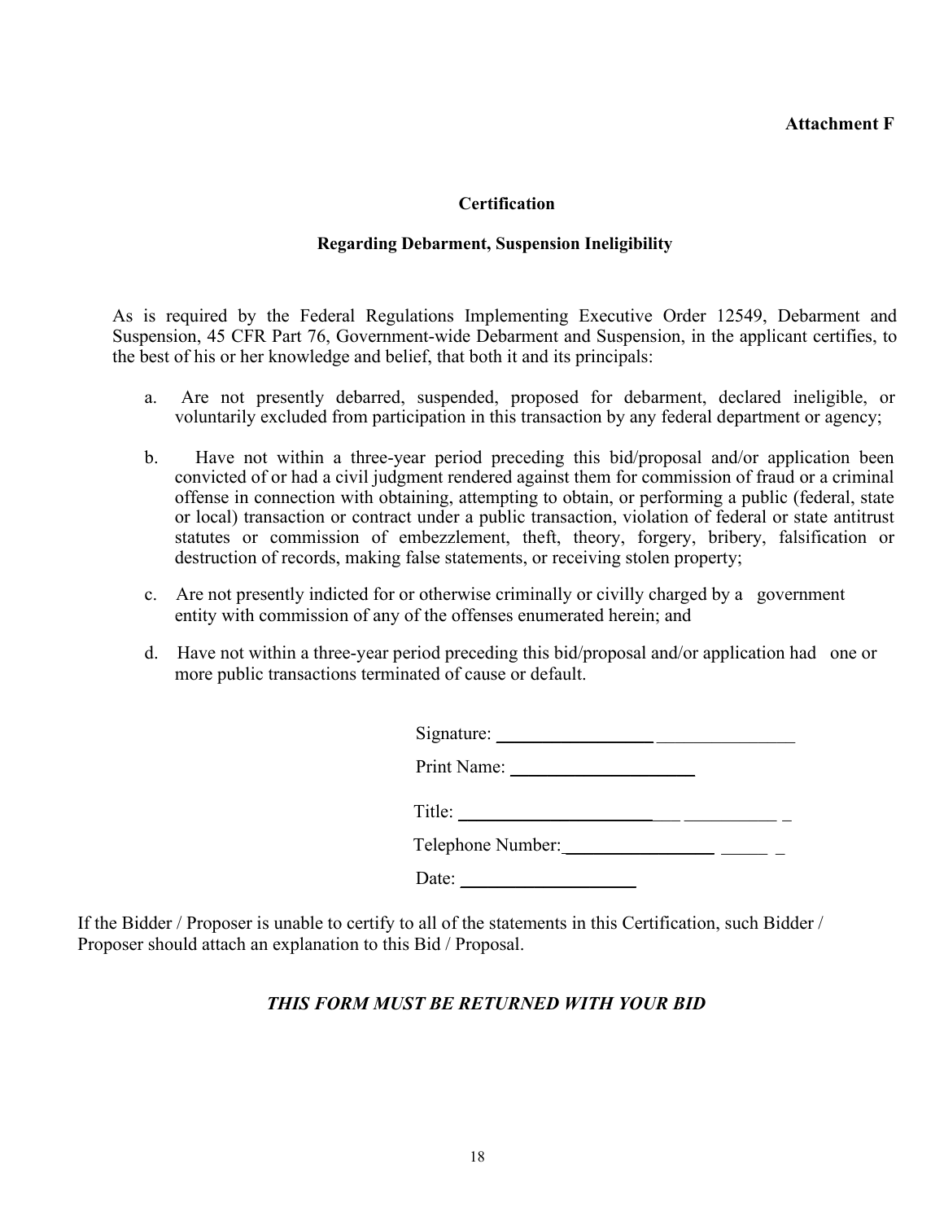**Attachment F**

## Certification

### Regarding Debarment, Suspension Ineligibility

As is required by the Federal Regulations Implementing Executive Order 12549, Debarment and Suspension, 45 CFR Part 76, Government-wide Debarment and Suspension, in the applicant certifies, to the best of his or her knowledge and belief, that both it and its principals:

a. Are not presently debarred, suspended, proposed for debarment, declared ineligible, or voluntarily excluded from participation in this transaction by any federal department or agency;

b. Have not within a three-year period preceding this bid/proposal and/or application been convicted of or had a civil judgment rendered against them for commission of fraud or a criminal offense in connection with obtaining, attempting to obtain, or performing a public (federal, state or local) transaction or contract under a public transaction, violation of federal or state antitrust statutes or commission of embezzlement, theft, theory, forgery, bribery, falsification or destruction of records, making false statements, or receiving stolen property;

c. Are not presently indicted for or otherwise criminally or civilly charged by a government entity with commission of any of the offenses enumerated herein; and

d. Have not within a three-year period preceding this bid/proposal and/or application had one or more public transactions terminated of cause or default.

Signature: ________________________________

Print Name: ____________________

Title: ______________________________________

Telephone Number: ________________________

Date: ___________________

If the Bidder / Proposer is unable to certify to all of the statements in this Certification, such Bidder / Proposer should attach an explanation to this Bid / Proposal.

***THIS FORM MUST BE RETURNED WITH YOUR BID***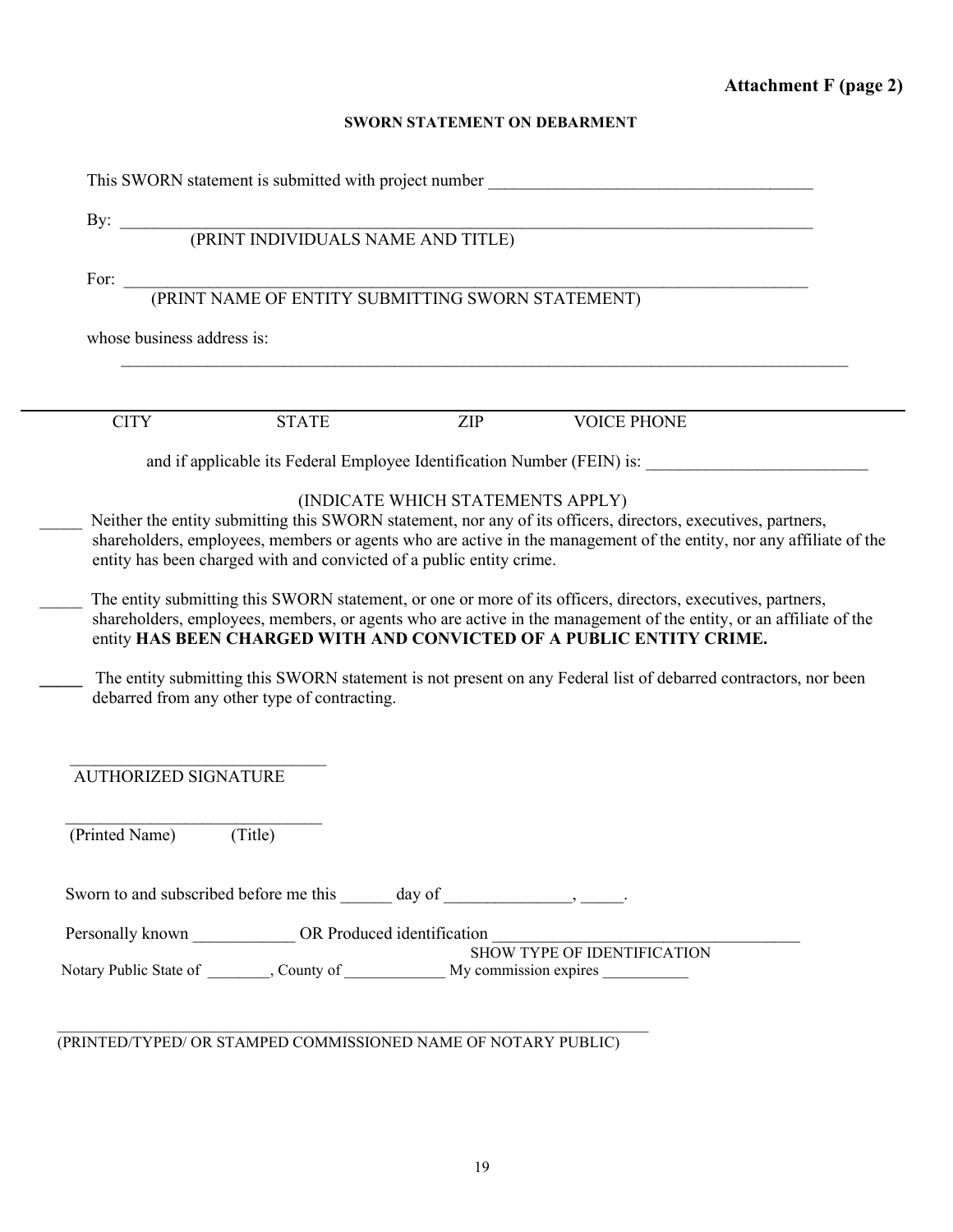**Attachment F (page 2)**

**SWORN STATEMENT ON DEBARMENT**

This SWORN statement is submitted with project number ______________________________________

By: ________________________________________________________________________________
(PRINT INDIVIDUALS NAME AND TITLE)

For: ________________________________________________________________________________
(PRINT NAME OF ENTITY SUBMITTING SWORN STATEMENT)

whose business address is:

________________________________________________________________________________

________________________________________________________________________________

CITY STATE ZIP VOICE PHONE

and if applicable its Federal Employee Identification Number (FEIN) is: __________________________

(INDICATE WHICH STATEMENTS APPLY)

_____ Neither the entity submitting this SWORN statement, nor any of its officers, directors, executives, partners, shareholders, employees, members or agents who are active in the management of the entity, nor any affiliate of the entity has been charged with and convicted of a public entity crime.

_____ The entity submitting this SWORN statement, or one or more of its officers, directors, executives, partners, shareholders, employees, members, or agents who are active in the management of the entity, or an affiliate of the entity **HAS BEEN CHARGED WITH AND CONVICTED OF A PUBLIC ENTITY CRIME.**

_____ The entity submitting this SWORN statement is not present on any Federal list of debarred contractors, nor been debarred from any other type of contracting.

______________________________
AUTHORIZED SIGNATURE

______________________________
(Printed Name) (Title)

Sworn to and subscribed before me this ______ day of _______________, _____.

Personally known ____________ OR Produced identification ____________________________________
SHOW TYPE OF IDENTIFICATION

Notary Public State of ________, County of _____________ My commission expires ___________

________________________________________________________________________
(PRINTED/TYPED/ OR STAMPED COMMISSIONED NAME OF NOTARY PUBLIC)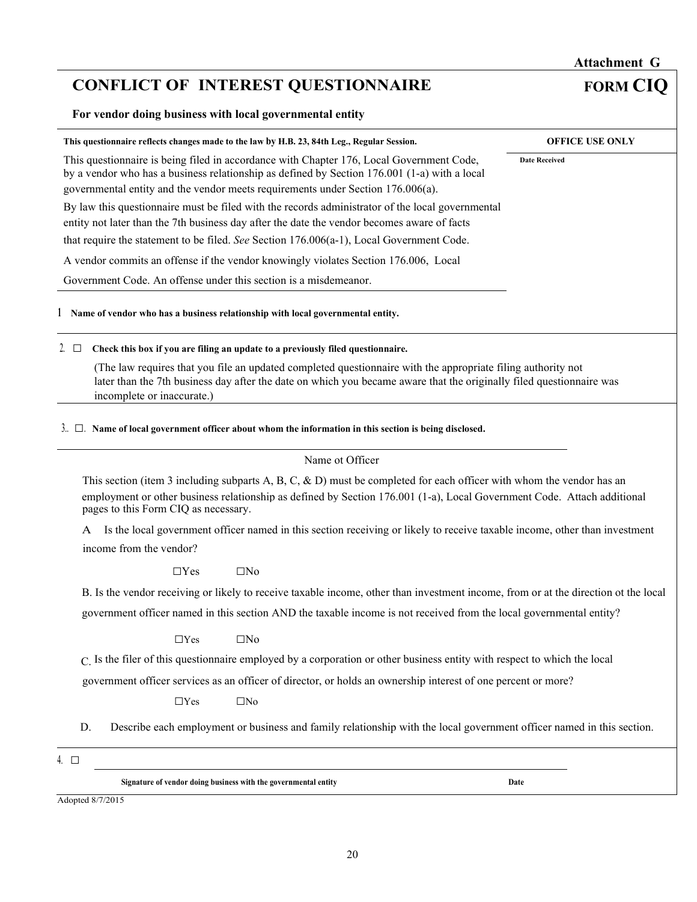**Attachment G**

# CONFLICT OF INTEREST QUESTIONNAIRE

**FORM CIQ**

**For vendor doing business with local governmental entity**

| **This questionnaire reflects changes made to the law by H.B. 23, 84th Leg., Regular Session.** | **OFFICE USE ONLY** |
|---|---|
| This questionnaire is being filed in accordance with Chapter 176, Local Government Code, by a vendor who has a business relationship as defined by Section 176.001 (1-a) with a local governmental entity and the vendor meets requirements under Section 176.006(a).<br><br>By law this questionnaire must be filed with the records administrator of the local governmental entity not later than the 7th business day after the date the vendor becomes aware of facts that require the statement to be filed. *See* Section 176.006(a-1), Local Government Code.<br><br>A vendor commits an offense if the vendor knowingly violates Section 176.006, Local Government Code. An offense under this section is a misdemeanor. | **Date Received** |

1 **Name of vendor who has a business relationship with local governmental entity.**

2. ☐ **Check this box if you are filing an update to a previously filed questionnaire.**

(The law requires that you file an updated completed questionnaire with the appropriate filing authority not later than the 7th business day after the date on which you became aware that the originally filed questionnaire was incomplete or inaccurate.)

3.. ☐. **Name of local government officer about whom the information in this section is being disclosed.**

_______________________________________________

Name ot Officer

This section (item 3 including subparts A, B, C, & D) must be completed for each officer with whom the vendor has an employment or other business relationship as defined by Section 176.001 (1-a), Local Government Code. Attach additional pages to this Form CIQ as necessary.

A Is the local government officer named in this section receiving or likely to receive taxable income, other than investment income from the vendor?

☐Yes ☐No

B. Is the vendor receiving or likely to receive taxable income, other than investment income, from or at the direction ot the local government officer named in this section AND the taxable income is not received from the local governmental entity?

☐Yes ☐No

C. Is the filer of this questionnaire employed by a corporation or other business entity with respect to which the local government officer services as an officer of director, or holds an ownership interest of one percent or more?

☐Yes ☐No

D. Describe each employment or business and family relationship with the local government officer named in this section.

4. ☐ _______________________________________________

**Signature of vendor doing business with the governmental entity** **Date**

Adopted 8/7/2015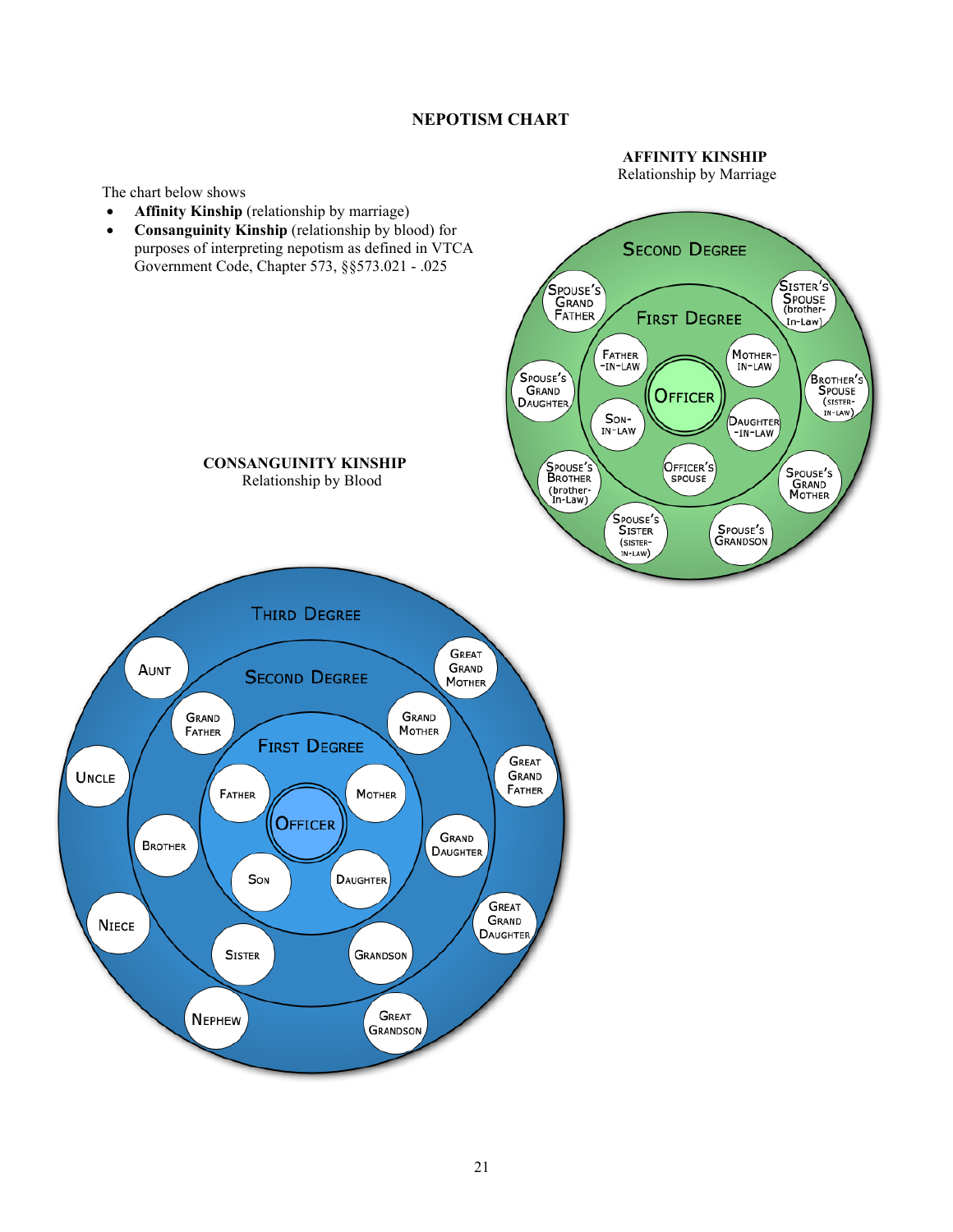# NEPOTISM CHART

The chart below shows

- **Affinity Kinship** (relationship by marriage)
- **Consanguinity Kinship** (relationship by blood) for purposes of interpreting nepotism as defined in VTCA Government Code, Chapter 573, §§573.021 - .025

## AFFINITY KINSHIP

Relationship by Marriage

**Officer**

**First Degree**

- Father-in-law
- Mother-in-law
- Son-in-law
- Daughter-in-law
- Officer's spouse

**Second Degree**

- Spouse's Grand Father
- Sister's Spouse (brother-In-Law)
- Spouse's Grand Daughter
- Brother's Spouse (sister-in-law)
- Spouse's Brother (brother-In-Law)
- Spouse's Grand Mother
- Spouse's Sister (sister-in-law)
- Spouse's Grandson

## CONSANGUINITY KINSHIP

Relationship by Blood

**Officer**

**First Degree**

- Father
- Mother
- Son
- Daughter

**Second Degree**

- Grand Father
- Grand Mother
- Brother
- Grand Daughter
- Sister
- Grandson

**Third Degree**

- Aunt
- Great Grand Mother
- Uncle
- Great Grand Father
- Niece
- Great Grand Daughter
- Nephew
- Great Grandson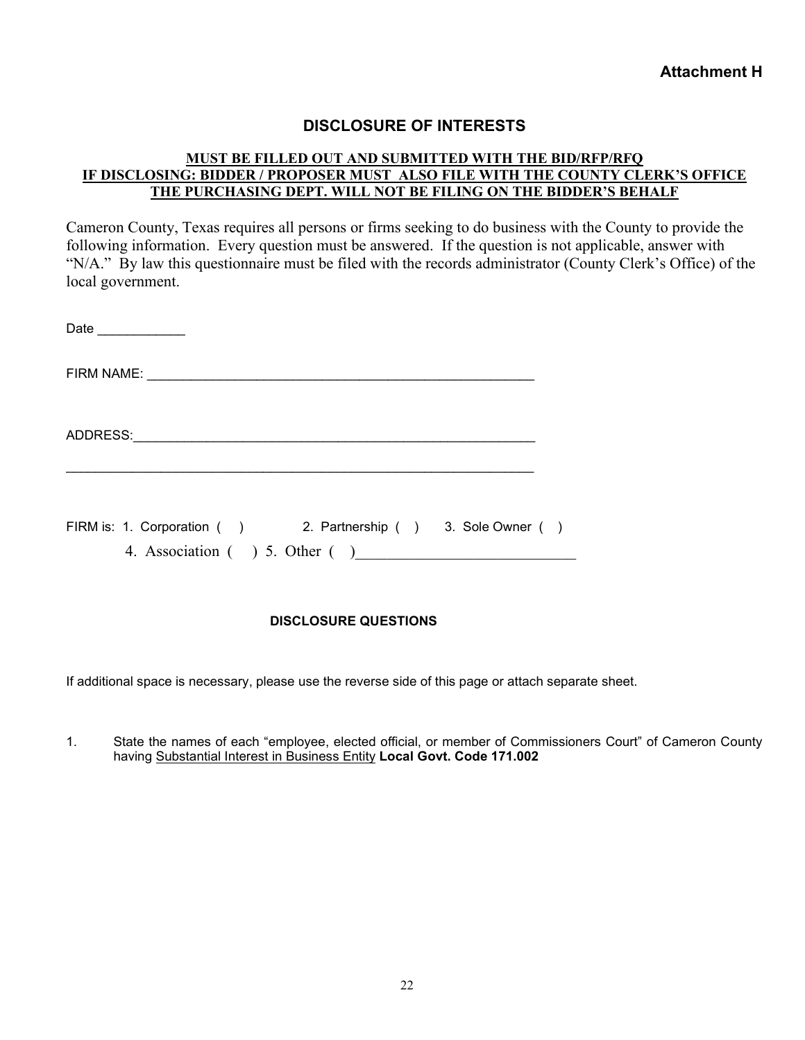**Attachment H**

## DISCLOSURE OF INTERESTS

**MUST BE FILLED OUT AND SUBMITTED WITH THE BID/RFP/RFQ**
**IF DISCLOSING: BIDDER / PROPOSER MUST ALSO FILE WITH THE COUNTY CLERK'S OFFICE**
**THE PURCHASING DEPT. WILL NOT BE FILING ON THE BIDDER'S BEHALF**

Cameron County, Texas requires all persons or firms seeking to do business with the County to provide the following information. Every question must be answered. If the question is not applicable, answer with "N/A." By law this questionnaire must be filed with the records administrator (County Clerk's Office) of the local government.

Date ____________

FIRM NAME: ________________________________________________________

ADDRESS:__________________________________________________________

__________________________________________________________________

FIRM is: 1. Corporation ( ) 2. Partnership ( ) 3. Sole Owner ( )
4. Association ( ) 5. Other ( )___________________________

**DISCLOSURE QUESTIONS**

If additional space is necessary, please use the reverse side of this page or attach separate sheet.

1. State the names of each "employee, elected official, or member of Commissioners Court" of Cameron County having Substantial Interest in Business Entity **Local Govt. Code 171.002**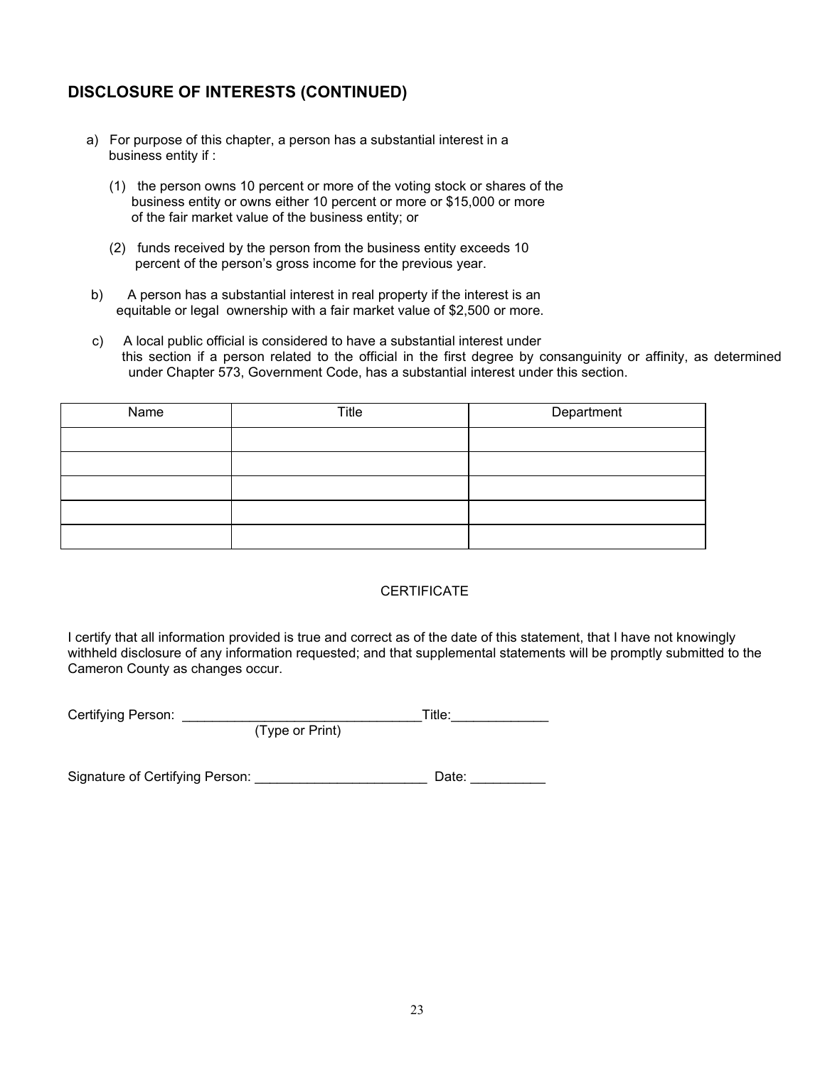## DISCLOSURE OF INTERESTS (CONTINUED)

a) For purpose of this chapter, a person has a substantial interest in a business entity if :

   (1) the person owns 10 percent or more of the voting stock or shares of the business entity or owns either 10 percent or more or $15,000 or more of the fair market value of the business entity; or

   (2) funds received by the person from the business entity exceeds 10 percent of the person's gross income for the previous year.

b) A person has a substantial interest in real property if the interest is an equitable or legal ownership with a fair market value of $2,500 or more.

c) A local public official is considered to have a substantial interest under this section if a person related to the official in the first degree by consanguinity or affinity, as determined under Chapter 573, Government Code, has a substantial interest under this section.

| Name | Title | Department |
| --- | --- | --- |
| | | |
| | | |
| | | |
| | | |
| | | |

CERTIFICATE

I certify that all information provided is true and correct as of the date of this statement, that I have not knowingly withheld disclosure of any information requested; and that supplemental statements will be promptly submitted to the Cameron County as changes occur.

Certifying Person: ________________________________Title:_____________
(Type or Print)

Signature of Certifying Person: _______________________ Date: __________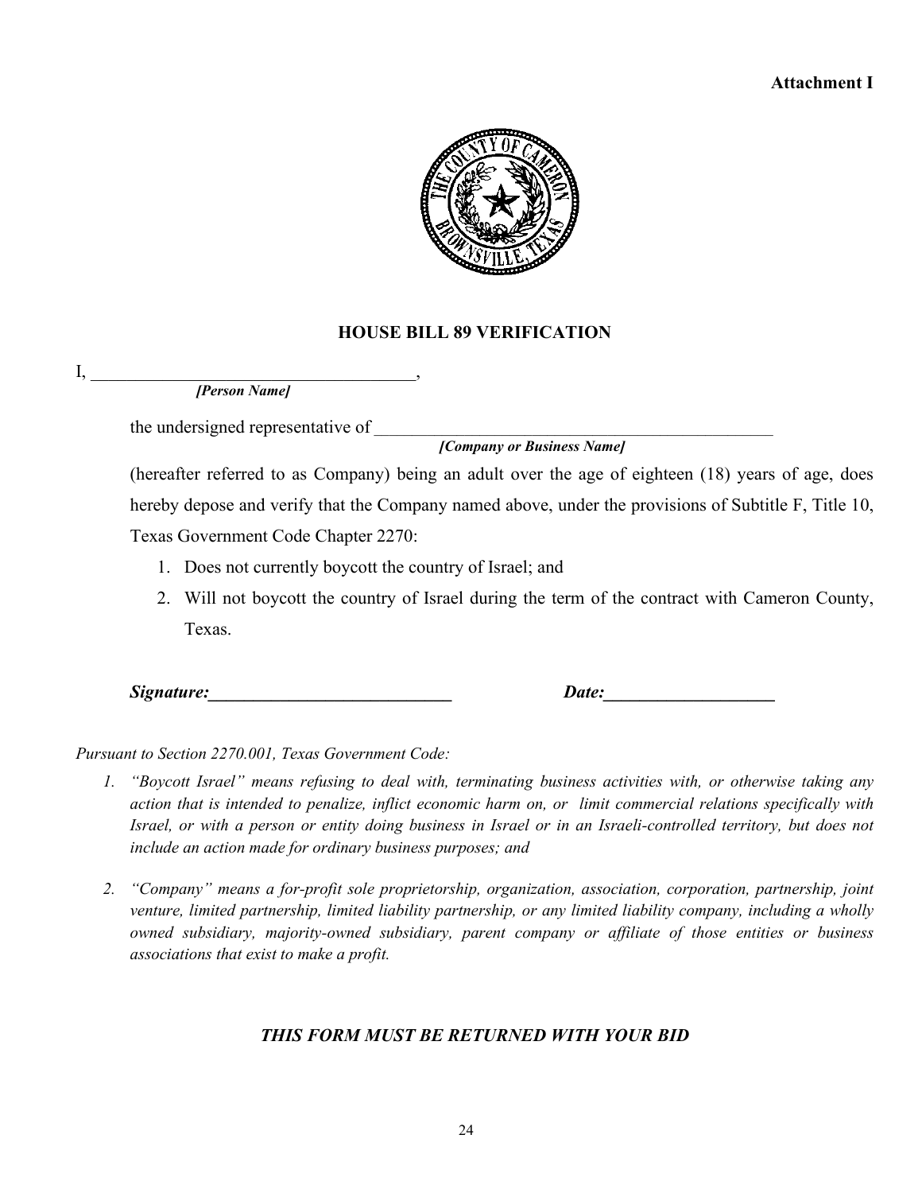**Attachment I**

## HOUSE BILL 89 VERIFICATION

I, ______________________________________,
*[Person Name]*

the undersigned representative of ______________________________________________
*[Company or Business Name]*

(hereafter referred to as Company) being an adult over the age of eighteen (18) years of age, does hereby depose and verify that the Company named above, under the provisions of Subtitle F, Title 10, Texas Government Code Chapter 2270:

1. Does not currently boycott the country of Israel; and
2. Will not boycott the country of Israel during the term of the contract with Cameron County, Texas.

***Signature:___________________________*** ***Date:___________________***

*Pursuant to Section 2270.001, Texas Government Code:*

1. *"Boycott Israel" means refusing to deal with, terminating business activities with, or otherwise taking any action that is intended to penalize, inflict economic harm on, or limit commercial relations specifically with Israel, or with a person or entity doing business in Israel or in an Israeli-controlled territory, but does not include an action made for ordinary business purposes; and*

2. *"Company" means a for-profit sole proprietorship, organization, association, corporation, partnership, joint venture, limited partnership, limited liability partnership, or any limited liability company, including a wholly owned subsidiary, majority-owned subsidiary, parent company or affiliate of those entities or business associations that exist to make a profit.*

***THIS FORM MUST BE RETURNED WITH YOUR BID***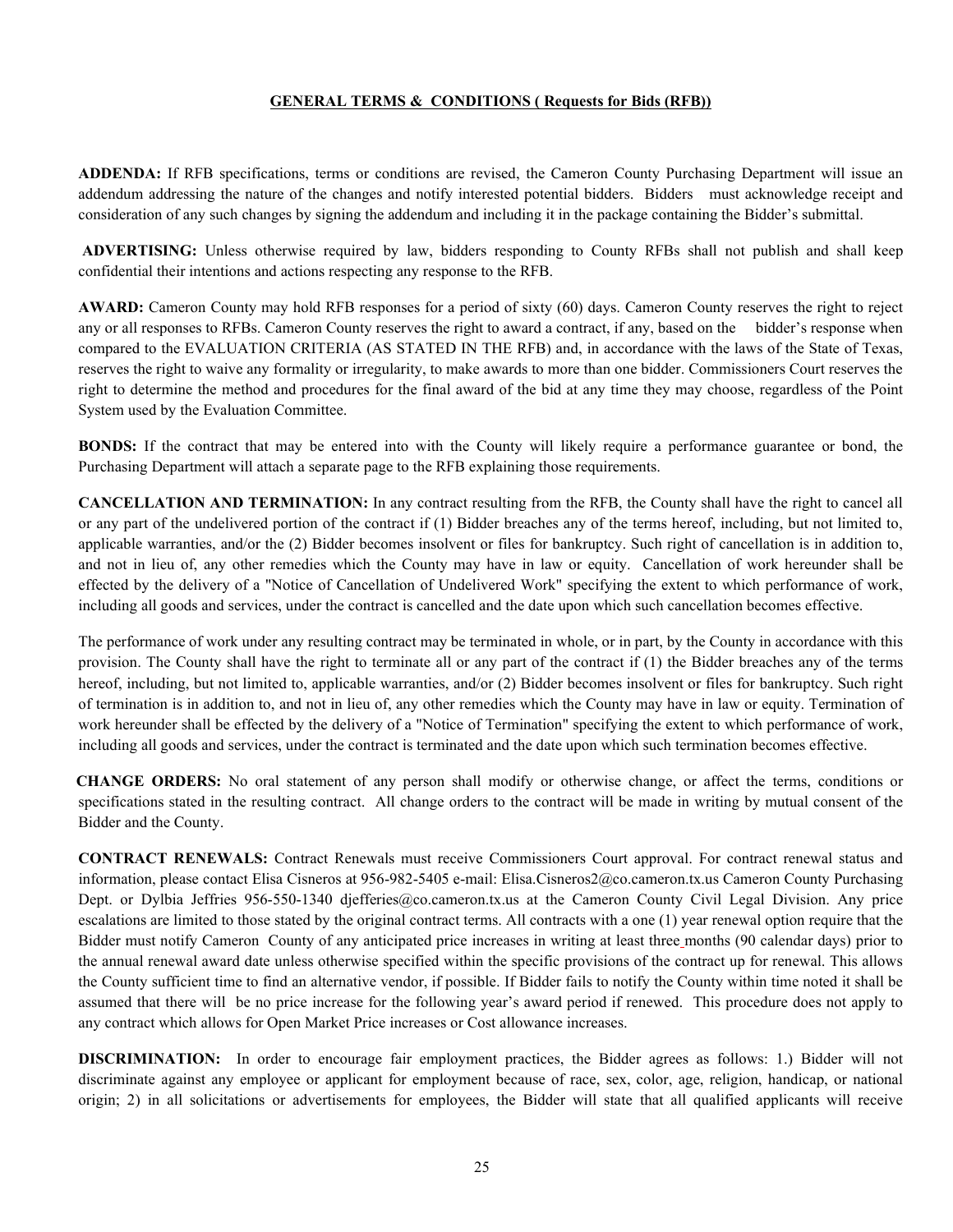## GENERAL TERMS & CONDITIONS ( Requests for Bids (RFB))

**ADDENDA:** If RFB specifications, terms or conditions are revised, the Cameron County Purchasing Department will issue an addendum addressing the nature of the changes and notify interested potential bidders. Bidders must acknowledge receipt and consideration of any such changes by signing the addendum and including it in the package containing the Bidder's submittal.

**ADVERTISING:** Unless otherwise required by law, bidders responding to County RFBs shall not publish and shall keep confidential their intentions and actions respecting any response to the RFB.

**AWARD:** Cameron County may hold RFB responses for a period of sixty (60) days. Cameron County reserves the right to reject any or all responses to RFBs. Cameron County reserves the right to award a contract, if any, based on the bidder's response when compared to the EVALUATION CRITERIA (AS STATED IN THE RFB) and, in accordance with the laws of the State of Texas, reserves the right to waive any formality or irregularity, to make awards to more than one bidder. Commissioners Court reserves the right to determine the method and procedures for the final award of the bid at any time they may choose, regardless of the Point System used by the Evaluation Committee.

**BONDS:** If the contract that may be entered into with the County will likely require a performance guarantee or bond, the Purchasing Department will attach a separate page to the RFB explaining those requirements.

**CANCELLATION AND TERMINATION:** In any contract resulting from the RFB, the County shall have the right to cancel all or any part of the undelivered portion of the contract if (1) Bidder breaches any of the terms hereof, including, but not limited to, applicable warranties, and/or the (2) Bidder becomes insolvent or files for bankruptcy. Such right of cancellation is in addition to, and not in lieu of, any other remedies which the County may have in law or equity. Cancellation of work hereunder shall be effected by the delivery of a "Notice of Cancellation of Undelivered Work" specifying the extent to which performance of work, including all goods and services, under the contract is cancelled and the date upon which such cancellation becomes effective.

The performance of work under any resulting contract may be terminated in whole, or in part, by the County in accordance with this provision. The County shall have the right to terminate all or any part of the contract if (1) the Bidder breaches any of the terms hereof, including, but not limited to, applicable warranties, and/or (2) Bidder becomes insolvent or files for bankruptcy. Such right of termination is in addition to, and not in lieu of, any other remedies which the County may have in law or equity. Termination of work hereunder shall be effected by the delivery of a "Notice of Termination" specifying the extent to which performance of work, including all goods and services, under the contract is terminated and the date upon which such termination becomes effective.

**CHANGE ORDERS:** No oral statement of any person shall modify or otherwise change, or affect the terms, conditions or specifications stated in the resulting contract. All change orders to the contract will be made in writing by mutual consent of the Bidder and the County.

**CONTRACT RENEWALS:** Contract Renewals must receive Commissioners Court approval. For contract renewal status and information, please contact Elisa Cisneros at 956-982-5405 e-mail: Elisa.Cisneros2@co.cameron.tx.us Cameron County Purchasing Dept. or Dylbia Jeffries 956-550-1340 djefferies@co.cameron.tx.us at the Cameron County Civil Legal Division. Any price escalations are limited to those stated by the original contract terms. All contracts with a one (1) year renewal option require that the Bidder must notify Cameron County of any anticipated price increases in writing at least three months (90 calendar days) prior to the annual renewal award date unless otherwise specified within the specific provisions of the contract up for renewal. This allows the County sufficient time to find an alternative vendor, if possible. If Bidder fails to notify the County within time noted it shall be assumed that there will be no price increase for the following year's award period if renewed. This procedure does not apply to any contract which allows for Open Market Price increases or Cost allowance increases.

**DISCRIMINATION:** In order to encourage fair employment practices, the Bidder agrees as follows: 1.) Bidder will not discriminate against any employee or applicant for employment because of race, sex, color, age, religion, handicap, or national origin; 2) in all solicitations or advertisements for employees, the Bidder will state that all qualified applicants will receive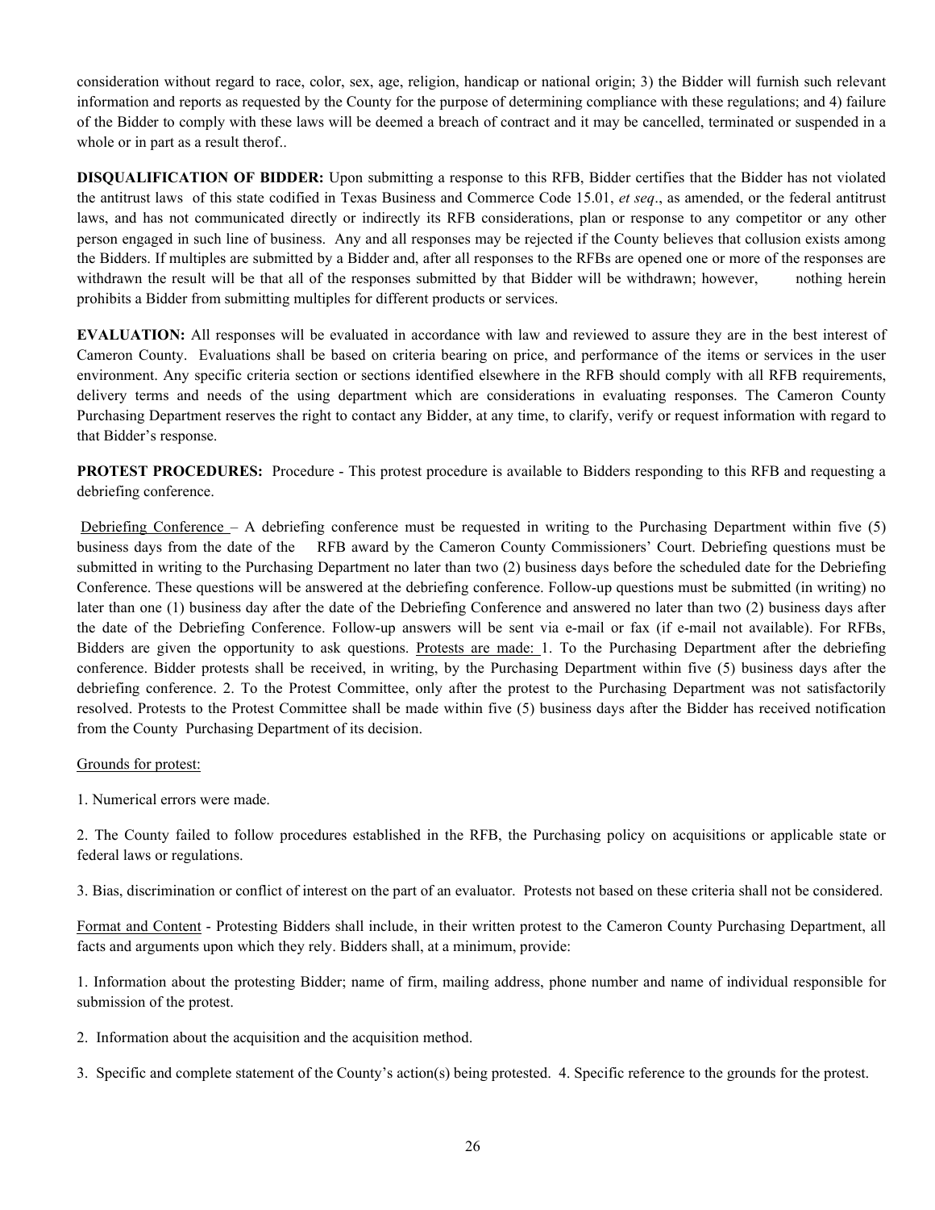consideration without regard to race, color, sex, age, religion, handicap or national origin; 3) the Bidder will furnish such relevant information and reports as requested by the County for the purpose of determining compliance with these regulations; and 4) failure of the Bidder to comply with these laws will be deemed a breach of contract and it may be cancelled, terminated or suspended in a whole or in part as a result therof..

**DISQUALIFICATION OF BIDDER:** Upon submitting a response to this RFB, Bidder certifies that the Bidder has not violated the antitrust laws of this state codified in Texas Business and Commerce Code 15.01, *et seq*., as amended, or the federal antitrust laws, and has not communicated directly or indirectly its RFB considerations, plan or response to any competitor or any other person engaged in such line of business. Any and all responses may be rejected if the County believes that collusion exists among the Bidders. If multiples are submitted by a Bidder and, after all responses to the RFBs are opened one or more of the responses are withdrawn the result will be that all of the responses submitted by that Bidder will be withdrawn; however, nothing herein prohibits a Bidder from submitting multiples for different products or services.

**EVALUATION:** All responses will be evaluated in accordance with law and reviewed to assure they are in the best interest of Cameron County. Evaluations shall be based on criteria bearing on price, and performance of the items or services in the user environment. Any specific criteria section or sections identified elsewhere in the RFB should comply with all RFB requirements, delivery terms and needs of the using department which are considerations in evaluating responses. The Cameron County Purchasing Department reserves the right to contact any Bidder, at any time, to clarify, verify or request information with regard to that Bidder's response.

**PROTEST PROCEDURES:** Procedure - This protest procedure is available to Bidders responding to this RFB and requesting a debriefing conference.

<u>Debriefing Conference</u> – A debriefing conference must be requested in writing to the Purchasing Department within five (5) business days from the date of the RFB award by the Cameron County Commissioners' Court. Debriefing questions must be submitted in writing to the Purchasing Department no later than two (2) business days before the scheduled date for the Debriefing Conference. These questions will be answered at the debriefing conference. Follow-up questions must be submitted (in writing) no later than one (1) business day after the date of the Debriefing Conference and answered no later than two (2) business days after the date of the Debriefing Conference. Follow-up answers will be sent via e-mail or fax (if e-mail not available). For RFBs, Bidders are given the opportunity to ask questions. <u>Protests are made:</u> 1. To the Purchasing Department after the debriefing conference. Bidder protests shall be received, in writing, by the Purchasing Department within five (5) business days after the debriefing conference. 2. To the Protest Committee, only after the protest to the Purchasing Department was not satisfactorily resolved. Protests to the Protest Committee shall be made within five (5) business days after the Bidder has received notification from the County Purchasing Department of its decision.

<u>Grounds for protest:</u>

1. Numerical errors were made.

2. The County failed to follow procedures established in the RFB, the Purchasing policy on acquisitions or applicable state or federal laws or regulations.

3. Bias, discrimination or conflict of interest on the part of an evaluator. Protests not based on these criteria shall not be considered.

<u>Format and Content</u> - Protesting Bidders shall include, in their written protest to the Cameron County Purchasing Department, all facts and arguments upon which they rely. Bidders shall, at a minimum, provide:

1. Information about the protesting Bidder; name of firm, mailing address, phone number and name of individual responsible for submission of the protest.

2. Information about the acquisition and the acquisition method.

3. Specific and complete statement of the County's action(s) being protested. 4. Specific reference to the grounds for the protest.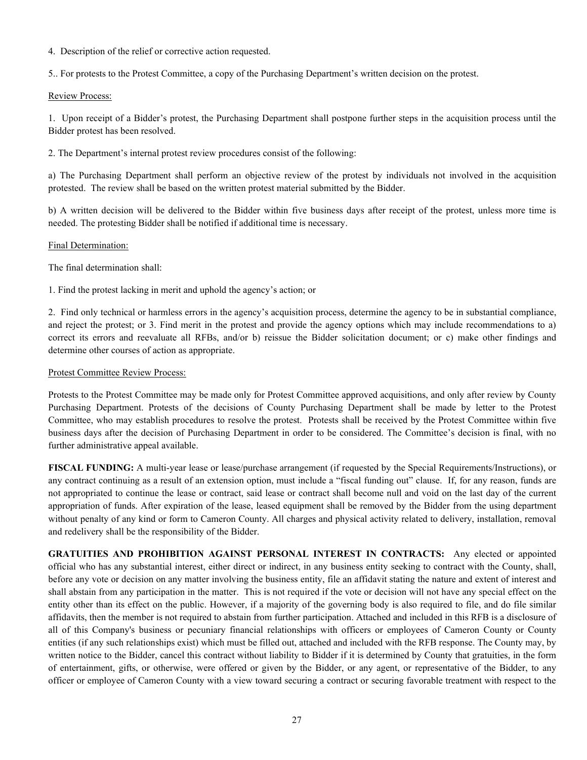4. Description of the relief or corrective action requested.

5.. For protests to the Protest Committee, a copy of the Purchasing Department's written decision on the protest.

Review Process:

1. Upon receipt of a Bidder's protest, the Purchasing Department shall postpone further steps in the acquisition process until the Bidder protest has been resolved.

2. The Department's internal protest review procedures consist of the following:

a) The Purchasing Department shall perform an objective review of the protest by individuals not involved in the acquisition protested. The review shall be based on the written protest material submitted by the Bidder.

b) A written decision will be delivered to the Bidder within five business days after receipt of the protest, unless more time is needed. The protesting Bidder shall be notified if additional time is necessary.

Final Determination:

The final determination shall:

1. Find the protest lacking in merit and uphold the agency's action; or

2. Find only technical or harmless errors in the agency's acquisition process, determine the agency to be in substantial compliance, and reject the protest; or 3. Find merit in the protest and provide the agency options which may include recommendations to a) correct its errors and reevaluate all RFBs, and/or b) reissue the Bidder solicitation document; or c) make other findings and determine other courses of action as appropriate.

Protest Committee Review Process:

Protests to the Protest Committee may be made only for Protest Committee approved acquisitions, and only after review by County Purchasing Department. Protests of the decisions of County Purchasing Department shall be made by letter to the Protest Committee, who may establish procedures to resolve the protest. Protests shall be received by the Protest Committee within five business days after the decision of Purchasing Department in order to be considered. The Committee's decision is final, with no further administrative appeal available.

**FISCAL FUNDING:** A multi-year lease or lease/purchase arrangement (if requested by the Special Requirements/Instructions), or any contract continuing as a result of an extension option, must include a "fiscal funding out" clause. If, for any reason, funds are not appropriated to continue the lease or contract, said lease or contract shall become null and void on the last day of the current appropriation of funds. After expiration of the lease, leased equipment shall be removed by the Bidder from the using department without penalty of any kind or form to Cameron County. All charges and physical activity related to delivery, installation, removal and redelivery shall be the responsibility of the Bidder.

**GRATUITIES AND PROHIBITION AGAINST PERSONAL INTEREST IN CONTRACTS:** Any elected or appointed official who has any substantial interest, either direct or indirect, in any business entity seeking to contract with the County, shall, before any vote or decision on any matter involving the business entity, file an affidavit stating the nature and extent of interest and shall abstain from any participation in the matter. This is not required if the vote or decision will not have any special effect on the entity other than its effect on the public. However, if a majority of the governing body is also required to file, and do file similar affidavits, then the member is not required to abstain from further participation. Attached and included in this RFB is a disclosure of all of this Company's business or pecuniary financial relationships with officers or employees of Cameron County or County entities (if any such relationships exist) which must be filled out, attached and included with the RFB response. The County may, by written notice to the Bidder, cancel this contract without liability to Bidder if it is determined by County that gratuities, in the form of entertainment, gifts, or otherwise, were offered or given by the Bidder, or any agent, or representative of the Bidder, to any officer or employee of Cameron County with a view toward securing a contract or securing favorable treatment with respect to the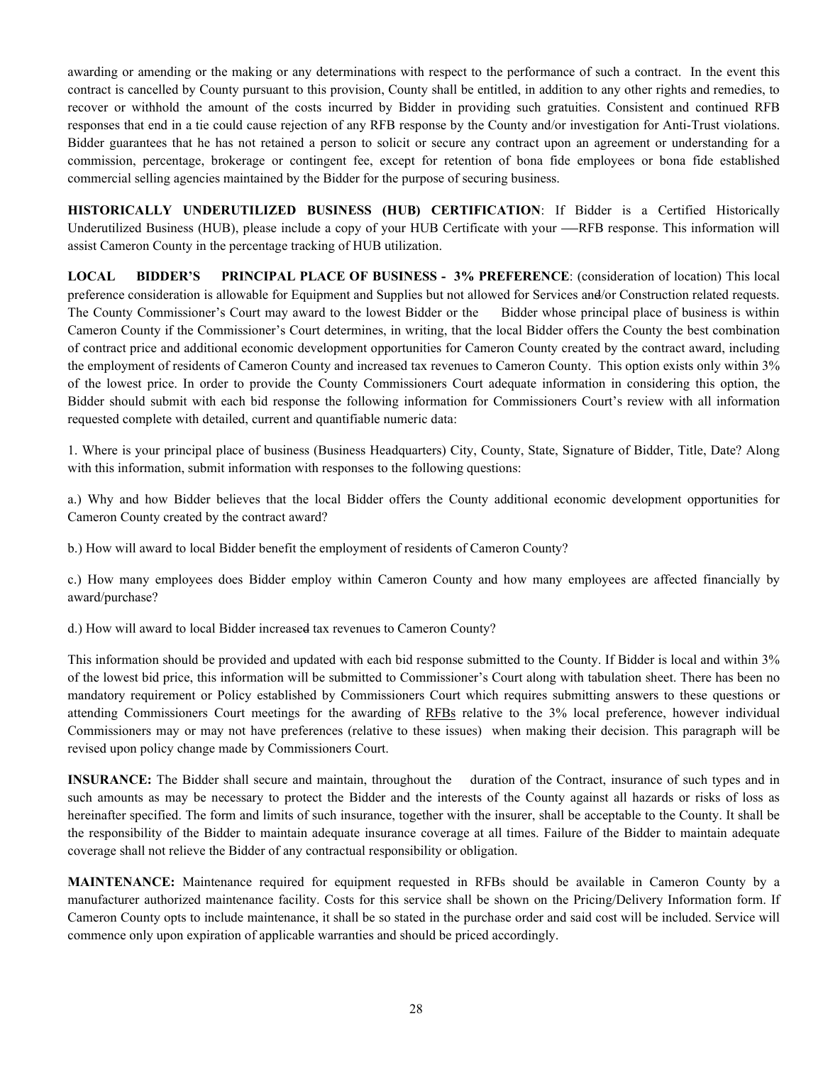awarding or amending or the making or any determinations with respect to the performance of such a contract. In the event this contract is cancelled by County pursuant to this provision, County shall be entitled, in addition to any other rights and remedies, to recover or withhold the amount of the costs incurred by Bidder in providing such gratuities. Consistent and continued RFB responses that end in a tie could cause rejection of any RFB response by the County and/or investigation for Anti-Trust violations. Bidder guarantees that he has not retained a person to solicit or secure any contract upon an agreement or understanding for a commission, percentage, brokerage or contingent fee, except for retention of bona fide employees or bona fide established commercial selling agencies maintained by the Bidder for the purpose of securing business.

**HISTORICALLY UNDERUTILIZED BUSINESS (HUB) CERTIFICATION**: If Bidder is a Certified Historically Underutilized Business (HUB), please include a copy of your HUB Certificate with your RFB response. This information will assist Cameron County in the percentage tracking of HUB utilization.

**LOCAL BIDDER'S PRINCIPAL PLACE OF BUSINESS - 3% PREFERENCE**: (consideration of location) This local preference consideration is allowable for Equipment and Supplies but not allowed for Services and/or Construction related requests. The County Commissioner's Court may award to the lowest Bidder or the Bidder whose principal place of business is within Cameron County if the Commissioner's Court determines, in writing, that the local Bidder offers the County the best combination of contract price and additional economic development opportunities for Cameron County created by the contract award, including the employment of residents of Cameron County and increased tax revenues to Cameron County. This option exists only within 3% of the lowest price. In order to provide the County Commissioners Court adequate information in considering this option, the Bidder should submit with each bid response the following information for Commissioners Court's review with all information requested complete with detailed, current and quantifiable numeric data:

1. Where is your principal place of business (Business Headquarters) City, County, State, Signature of Bidder, Title, Date? Along with this information, submit information with responses to the following questions:

a.) Why and how Bidder believes that the local Bidder offers the County additional economic development opportunities for Cameron County created by the contract award?

b.) How will award to local Bidder benefit the employment of residents of Cameron County?

c.) How many employees does Bidder employ within Cameron County and how many employees are affected financially by award/purchase?

d.) How will award to local Bidder increase tax revenues to Cameron County?

This information should be provided and updated with each bid response submitted to the County. If Bidder is local and within 3% of the lowest bid price, this information will be submitted to Commissioner's Court along with tabulation sheet. There has been no mandatory requirement or Policy established by Commissioners Court which requires submitting answers to these questions or attending Commissioners Court meetings for the awarding of RFBs relative to the 3% local preference, however individual Commissioners may or may not have preferences (relative to these issues) when making their decision. This paragraph will be revised upon policy change made by Commissioners Court.

**INSURANCE:** The Bidder shall secure and maintain, throughout the duration of the Contract, insurance of such types and in such amounts as may be necessary to protect the Bidder and the interests of the County against all hazards or risks of loss as hereinafter specified. The form and limits of such insurance, together with the insurer, shall be acceptable to the County. It shall be the responsibility of the Bidder to maintain adequate insurance coverage at all times. Failure of the Bidder to maintain adequate coverage shall not relieve the Bidder of any contractual responsibility or obligation.

**MAINTENANCE:** Maintenance required for equipment requested in RFBs should be available in Cameron County by a manufacturer authorized maintenance facility. Costs for this service shall be shown on the Pricing/Delivery Information form. If Cameron County opts to include maintenance, it shall be so stated in the purchase order and said cost will be included. Service will commence only upon expiration of applicable warranties and should be priced accordingly.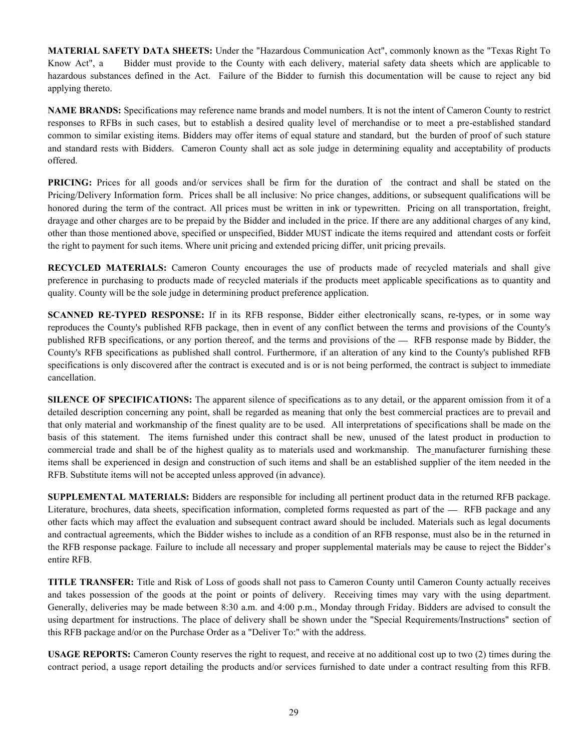**MATERIAL SAFETY DATA SHEETS:** Under the "Hazardous Communication Act", commonly known as the "Texas Right To Know Act", a Bidder must provide to the County with each delivery, material safety data sheets which are applicable to hazardous substances defined in the Act. Failure of the Bidder to furnish this documentation will be cause to reject any bid applying thereto.

**NAME BRANDS:** Specifications may reference name brands and model numbers. It is not the intent of Cameron County to restrict responses to RFBs in such cases, but to establish a desired quality level of merchandise or to meet a pre-established standard common to similar existing items. Bidders may offer items of equal stature and standard, but the burden of proof of such stature and standard rests with Bidders. Cameron County shall act as sole judge in determining equality and acceptability of products offered.

**PRICING:** Prices for all goods and/or services shall be firm for the duration of the contract and shall be stated on the Pricing/Delivery Information form. Prices shall be all inclusive: No price changes, additions, or subsequent qualifications will be honored during the term of the contract. All prices must be written in ink or typewritten. Pricing on all transportation, freight, drayage and other charges are to be prepaid by the Bidder and included in the price. If there are any additional charges of any kind, other than those mentioned above, specified or unspecified, Bidder MUST indicate the items required and attendant costs or forfeit the right to payment for such items. Where unit pricing and extended pricing differ, unit pricing prevails.

**RECYCLED MATERIALS:** Cameron County encourages the use of products made of recycled materials and shall give preference in purchasing to products made of recycled materials if the products meet applicable specifications as to quantity and quality. County will be the sole judge in determining product preference application.

**SCANNED RE-TYPED RESPONSE:** If in its RFB response, Bidder either electronically scans, re-types, or in some way reproduces the County's published RFB package, then in event of any conflict between the terms and provisions of the County's published RFB specifications, or any portion thereof, and the terms and provisions of the — RFB response made by Bidder, the County's RFB specifications as published shall control. Furthermore, if an alteration of any kind to the County's published RFB specifications is only discovered after the contract is executed and is or is not being performed, the contract is subject to immediate cancellation.

**SILENCE OF SPECIFICATIONS:** The apparent silence of specifications as to any detail, or the apparent omission from it of a detailed description concerning any point, shall be regarded as meaning that only the best commercial practices are to prevail and that only material and workmanship of the finest quality are to be used. All interpretations of specifications shall be made on the basis of this statement. The items furnished under this contract shall be new, unused of the latest product in production to commercial trade and shall be of the highest quality as to materials used and workmanship. The manufacturer furnishing these items shall be experienced in design and construction of such items and shall be an established supplier of the item needed in the RFB. Substitute items will not be accepted unless approved (in advance).

**SUPPLEMENTAL MATERIALS:** Bidders are responsible for including all pertinent product data in the returned RFB package. Literature, brochures, data sheets, specification information, completed forms requested as part of the — RFB package and any other facts which may affect the evaluation and subsequent contract award should be included. Materials such as legal documents and contractual agreements, which the Bidder wishes to include as a condition of an RFB response, must also be in the returned in the RFB response package. Failure to include all necessary and proper supplemental materials may be cause to reject the Bidder's entire RFB.

**TITLE TRANSFER:** Title and Risk of Loss of goods shall not pass to Cameron County until Cameron County actually receives and takes possession of the goods at the point or points of delivery. Receiving times may vary with the using department. Generally, deliveries may be made between 8:30 a.m. and 4:00 p.m., Monday through Friday. Bidders are advised to consult the using department for instructions. The place of delivery shall be shown under the "Special Requirements/Instructions" section of this RFB package and/or on the Purchase Order as a "Deliver To:" with the address.

**USAGE REPORTS:** Cameron County reserves the right to request, and receive at no additional cost up to two (2) times during the contract period, a usage report detailing the products and/or services furnished to date under a contract resulting from this RFB.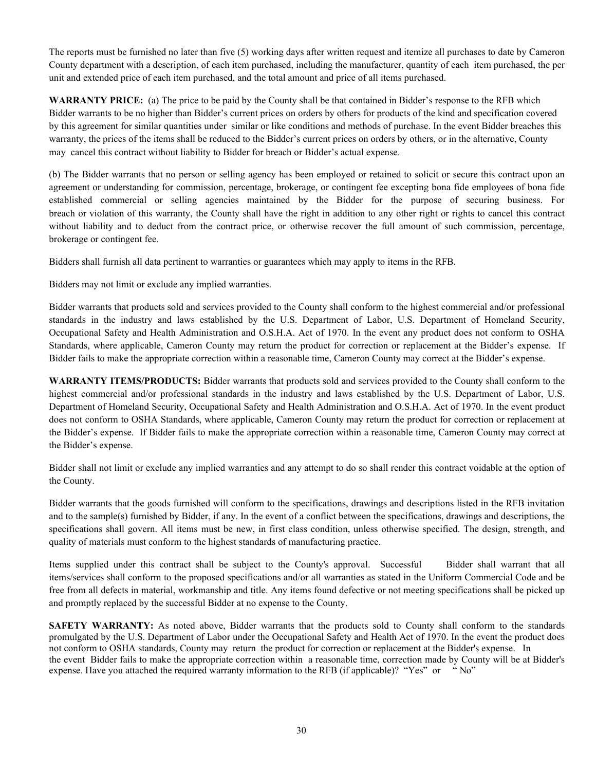The reports must be furnished no later than five (5) working days after written request and itemize all purchases to date by Cameron County department with a description, of each item purchased, including the manufacturer, quantity of each item purchased, the per unit and extended price of each item purchased, and the total amount and price of all items purchased.

**WARRANTY PRICE:** (a) The price to be paid by the County shall be that contained in Bidder's response to the RFB which Bidder warrants to be no higher than Bidder's current prices on orders by others for products of the kind and specification covered by this agreement for similar quantities under similar or like conditions and methods of purchase. In the event Bidder breaches this warranty, the prices of the items shall be reduced to the Bidder's current prices on orders by others, or in the alternative, County may cancel this contract without liability to Bidder for breach or Bidder's actual expense.

(b) The Bidder warrants that no person or selling agency has been employed or retained to solicit or secure this contract upon an agreement or understanding for commission, percentage, brokerage, or contingent fee excepting bona fide employees of bona fide established commercial or selling agencies maintained by the Bidder for the purpose of securing business. For breach or violation of this warranty, the County shall have the right in addition to any other right or rights to cancel this contract without liability and to deduct from the contract price, or otherwise recover the full amount of such commission, percentage, brokerage or contingent fee.

Bidders shall furnish all data pertinent to warranties or guarantees which may apply to items in the RFB.

Bidders may not limit or exclude any implied warranties.

Bidder warrants that products sold and services provided to the County shall conform to the highest commercial and/or professional standards in the industry and laws established by the U.S. Department of Labor, U.S. Department of Homeland Security, Occupational Safety and Health Administration and O.S.H.A. Act of 1970. In the event any product does not conform to OSHA Standards, where applicable, Cameron County may return the product for correction or replacement at the Bidder's expense. If Bidder fails to make the appropriate correction within a reasonable time, Cameron County may correct at the Bidder's expense.

**WARRANTY ITEMS/PRODUCTS:** Bidder warrants that products sold and services provided to the County shall conform to the highest commercial and/or professional standards in the industry and laws established by the U.S. Department of Labor, U.S. Department of Homeland Security, Occupational Safety and Health Administration and O.S.H.A. Act of 1970. In the event product does not conform to OSHA Standards, where applicable, Cameron County may return the product for correction or replacement at the Bidder's expense. If Bidder fails to make the appropriate correction within a reasonable time, Cameron County may correct at the Bidder's expense.

Bidder shall not limit or exclude any implied warranties and any attempt to do so shall render this contract voidable at the option of the County.

Bidder warrants that the goods furnished will conform to the specifications, drawings and descriptions listed in the RFB invitation and to the sample(s) furnished by Bidder, if any. In the event of a conflict between the specifications, drawings and descriptions, the specifications shall govern. All items must be new, in first class condition, unless otherwise specified. The design, strength, and quality of materials must conform to the highest standards of manufacturing practice.

Items supplied under this contract shall be subject to the County's approval. Successful Bidder shall warrant that all items/services shall conform to the proposed specifications and/or all warranties as stated in the Uniform Commercial Code and be free from all defects in material, workmanship and title. Any items found defective or not meeting specifications shall be picked up and promptly replaced by the successful Bidder at no expense to the County.

**SAFETY WARRANTY:** As noted above, Bidder warrants that the products sold to County shall conform to the standards promulgated by the U.S. Department of Labor under the Occupational Safety and Health Act of 1970. In the event the product does not conform to OSHA standards, County may return the product for correction or replacement at the Bidder's expense. In the event Bidder fails to make the appropriate correction within a reasonable time, correction made by County will be at Bidder's expense. Have you attached the required warranty information to the RFB (if applicable)? "Yes" or " No"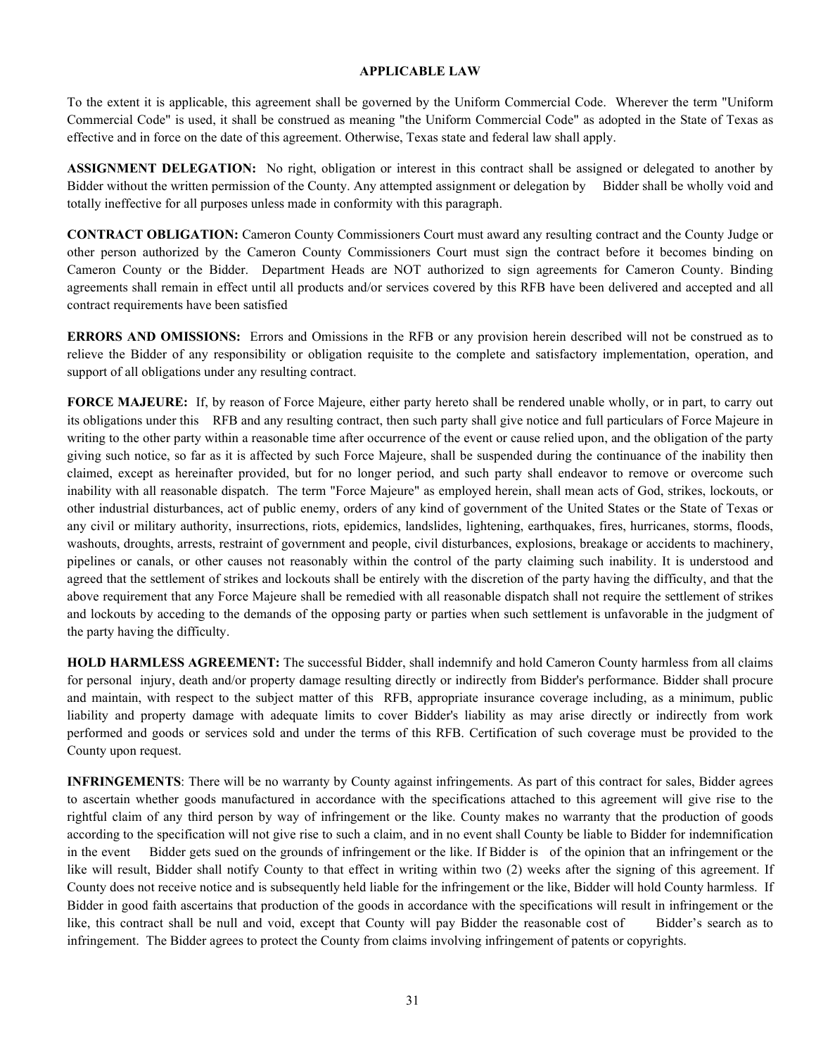## APPLICABLE LAW

To the extent it is applicable, this agreement shall be governed by the Uniform Commercial Code. Wherever the term "Uniform Commercial Code" is used, it shall be construed as meaning "the Uniform Commercial Code" as adopted in the State of Texas as effective and in force on the date of this agreement. Otherwise, Texas state and federal law shall apply.

**ASSIGNMENT DELEGATION:** No right, obligation or interest in this contract shall be assigned or delegated to another by Bidder without the written permission of the County. Any attempted assignment or delegation by Bidder shall be wholly void and totally ineffective for all purposes unless made in conformity with this paragraph.

**CONTRACT OBLIGATION:** Cameron County Commissioners Court must award any resulting contract and the County Judge or other person authorized by the Cameron County Commissioners Court must sign the contract before it becomes binding on Cameron County or the Bidder. Department Heads are NOT authorized to sign agreements for Cameron County. Binding agreements shall remain in effect until all products and/or services covered by this RFB have been delivered and accepted and all contract requirements have been satisfied

**ERRORS AND OMISSIONS:** Errors and Omissions in the RFB or any provision herein described will not be construed as to relieve the Bidder of any responsibility or obligation requisite to the complete and satisfactory implementation, operation, and support of all obligations under any resulting contract.

**FORCE MAJEURE:** If, by reason of Force Majeure, either party hereto shall be rendered unable wholly, or in part, to carry out its obligations under this RFB and any resulting contract, then such party shall give notice and full particulars of Force Majeure in writing to the other party within a reasonable time after occurrence of the event or cause relied upon, and the obligation of the party giving such notice, so far as it is affected by such Force Majeure, shall be suspended during the continuance of the inability then claimed, except as hereinafter provided, but for no longer period, and such party shall endeavor to remove or overcome such inability with all reasonable dispatch. The term "Force Majeure" as employed herein, shall mean acts of God, strikes, lockouts, or other industrial disturbances, act of public enemy, orders of any kind of government of the United States or the State of Texas or any civil or military authority, insurrections, riots, epidemics, landslides, lightening, earthquakes, fires, hurricanes, storms, floods, washouts, droughts, arrests, restraint of government and people, civil disturbances, explosions, breakage or accidents to machinery, pipelines or canals, or other causes not reasonably within the control of the party claiming such inability. It is understood and agreed that the settlement of strikes and lockouts shall be entirely with the discretion of the party having the difficulty, and that the above requirement that any Force Majeure shall be remedied with all reasonable dispatch shall not require the settlement of strikes and lockouts by acceding to the demands of the opposing party or parties when such settlement is unfavorable in the judgment of the party having the difficulty.

**HOLD HARMLESS AGREEMENT:** The successful Bidder, shall indemnify and hold Cameron County harmless from all claims for personal injury, death and/or property damage resulting directly or indirectly from Bidder's performance. Bidder shall procure and maintain, with respect to the subject matter of this RFB, appropriate insurance coverage including, as a minimum, public liability and property damage with adequate limits to cover Bidder's liability as may arise directly or indirectly from work performed and goods or services sold and under the terms of this RFB. Certification of such coverage must be provided to the County upon request.

**INFRINGEMENTS**: There will be no warranty by County against infringements. As part of this contract for sales, Bidder agrees to ascertain whether goods manufactured in accordance with the specifications attached to this agreement will give rise to the rightful claim of any third person by way of infringement or the like. County makes no warranty that the production of goods according to the specification will not give rise to such a claim, and in no event shall County be liable to Bidder for indemnification in the event Bidder gets sued on the grounds of infringement or the like. If Bidder is of the opinion that an infringement or the like will result, Bidder shall notify County to that effect in writing within two (2) weeks after the signing of this agreement. If County does not receive notice and is subsequently held liable for the infringement or the like, Bidder will hold County harmless. If Bidder in good faith ascertains that production of the goods in accordance with the specifications will result in infringement or the like, this contract shall be null and void, except that County will pay Bidder the reasonable cost of Bidder's search as to infringement. The Bidder agrees to protect the County from claims involving infringement of patents or copyrights.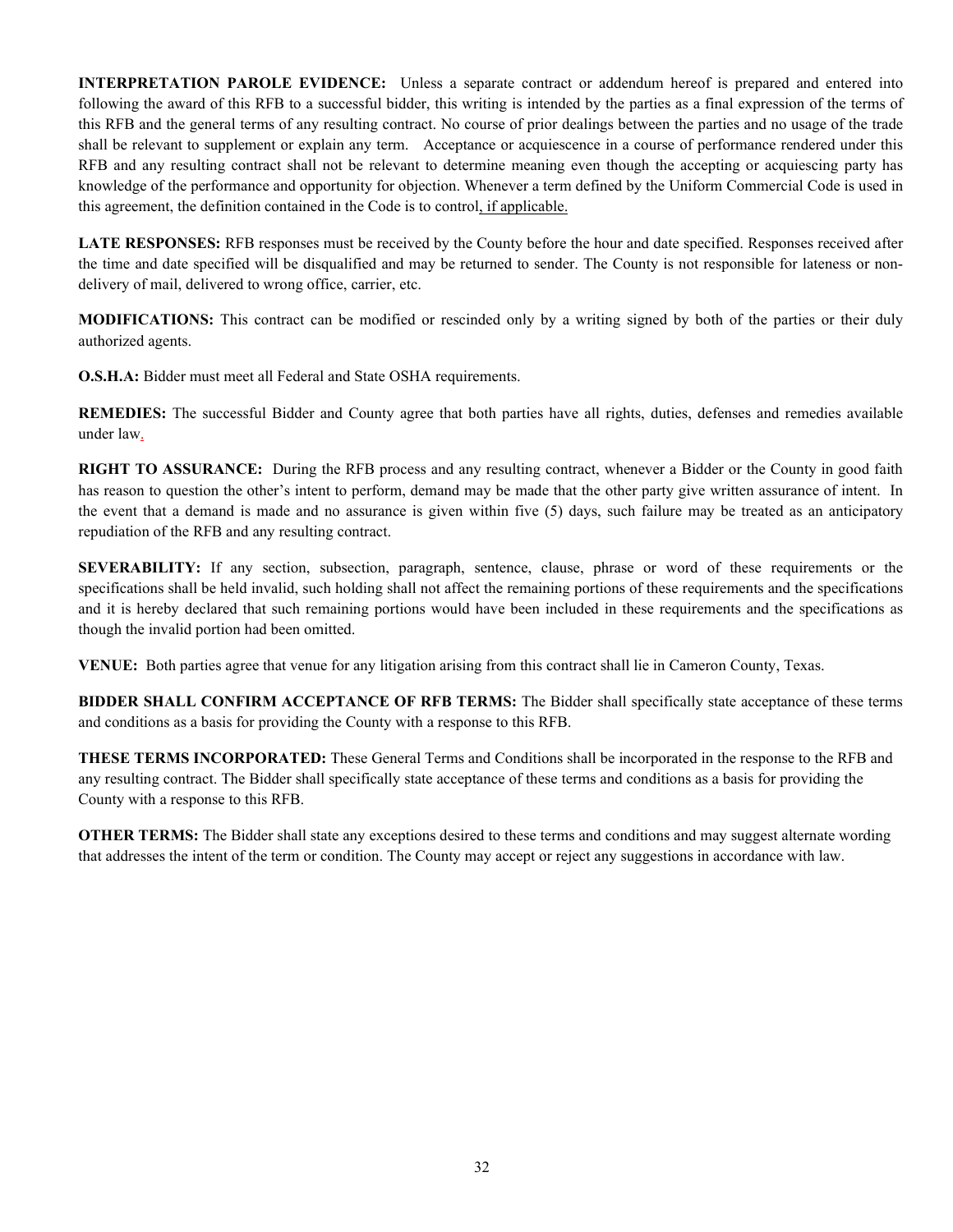**INTERPRETATION PAROLE EVIDENCE:** Unless a separate contract or addendum hereof is prepared and entered into following the award of this RFB to a successful bidder, this writing is intended by the parties as a final expression of the terms of this RFB and the general terms of any resulting contract. No course of prior dealings between the parties and no usage of the trade shall be relevant to supplement or explain any term. Acceptance or acquiescence in a course of performance rendered under this RFB and any resulting contract shall not be relevant to determine meaning even though the accepting or acquiescing party has knowledge of the performance and opportunity for objection. Whenever a term defined by the Uniform Commercial Code is used in this agreement, the definition contained in the Code is to control, if applicable.

**LATE RESPONSES:** RFB responses must be received by the County before the hour and date specified. Responses received after the time and date specified will be disqualified and may be returned to sender. The County is not responsible for lateness or non-delivery of mail, delivered to wrong office, carrier, etc.

**MODIFICATIONS:** This contract can be modified or rescinded only by a writing signed by both of the parties or their duly authorized agents.

**O.S.H.A:** Bidder must meet all Federal and State OSHA requirements.

**REMEDIES:** The successful Bidder and County agree that both parties have all rights, duties, defenses and remedies available under law.

**RIGHT TO ASSURANCE:** During the RFB process and any resulting contract, whenever a Bidder or the County in good faith has reason to question the other's intent to perform, demand may be made that the other party give written assurance of intent. In the event that a demand is made and no assurance is given within five (5) days, such failure may be treated as an anticipatory repudiation of the RFB and any resulting contract.

**SEVERABILITY:** If any section, subsection, paragraph, sentence, clause, phrase or word of these requirements or the specifications shall be held invalid, such holding shall not affect the remaining portions of these requirements and the specifications and it is hereby declared that such remaining portions would have been included in these requirements and the specifications as though the invalid portion had been omitted.

**VENUE:** Both parties agree that venue for any litigation arising from this contract shall lie in Cameron County, Texas.

**BIDDER SHALL CONFIRM ACCEPTANCE OF RFB TERMS:** The Bidder shall specifically state acceptance of these terms and conditions as a basis for providing the County with a response to this RFB.

**THESE TERMS INCORPORATED:** These General Terms and Conditions shall be incorporated in the response to the RFB and any resulting contract. The Bidder shall specifically state acceptance of these terms and conditions as a basis for providing the County with a response to this RFB.

**OTHER TERMS:** The Bidder shall state any exceptions desired to these terms and conditions and may suggest alternate wording that addresses the intent of the term or condition. The County may accept or reject any suggestions in accordance with law.